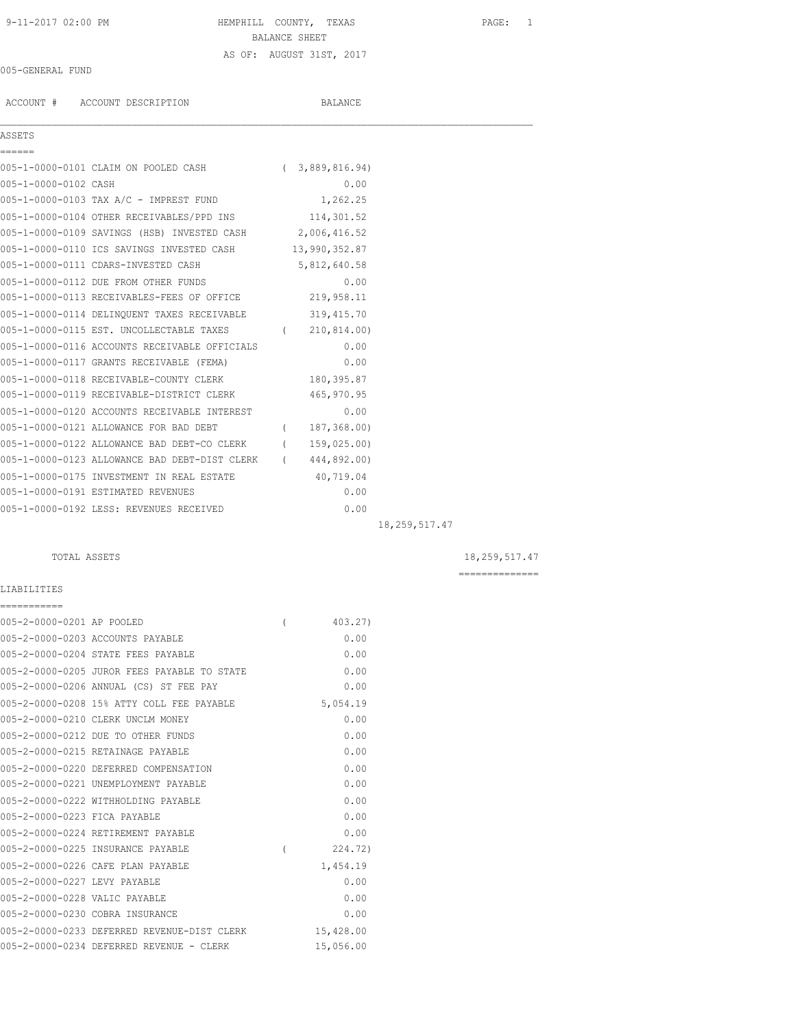HEMPHILL COUNTY, TEXAS

BALANCE SHEET

AS OF: AUGUST 31ST, 2017

005-GENERAL FUND

| ACCOUNT # | ACCOUNT DESCRIPTION | BALANCE | | |
|---|---|---|---|---|
| **ASSETS** | | | | |
| 005-1-0000-0101 | CLAIM ON POOLED CASH | ( 3,889,816.94) | | |
| 005-1-0000-0102 | CASH | 0.00 | | |
| 005-1-0000-0103 | TAX A/C - IMPREST FUND | 1,262.25 | | |
| 005-1-0000-0104 | OTHER RECEIVABLES/PPD INS | 114,301.52 | | |
| 005-1-0000-0109 | SAVINGS (HSB) INVESTED CASH | 2,006,416.52 | | |
| 005-1-0000-0110 | ICS SAVINGS INVESTED CASH | 13,990,352.87 | | |
| 005-1-0000-0111 | CDARS-INVESTED CASH | 5,812,640.58 | | |
| 005-1-0000-0112 | DUE FROM OTHER FUNDS | 0.00 | | |
| 005-1-0000-0113 | RECEIVABLES-FEES OF OFFICE | 219,958.11 | | |
| 005-1-0000-0114 | DELINQUENT TAXES RECEIVABLE | 319,415.70 | | |
| 005-1-0000-0115 | EST. UNCOLLECTABLE TAXES | ( 210,814.00) | | |
| 005-1-0000-0116 | ACCOUNTS RECEIVABLE OFFICIALS | 0.00 | | |
| 005-1-0000-0117 | GRANTS RECEIVABLE (FEMA) | 0.00 | | |
| 005-1-0000-0118 | RECEIVABLE-COUNTY CLERK | 180,395.87 | | |
| 005-1-0000-0119 | RECEIVABLE-DISTRICT CLERK | 465,970.95 | | |
| 005-1-0000-0120 | ACCOUNTS RECEIVABLE INTEREST | 0.00 | | |
| 005-1-0000-0121 | ALLOWANCE FOR BAD DEBT | ( 187,368.00) | | |
| 005-1-0000-0122 | ALLOWANCE BAD DEBT-CO CLERK | ( 159,025.00) | | |
| 005-1-0000-0123 | ALLOWANCE BAD DEBT-DIST CLERK | ( 444,892.00) | | |
| 005-1-0000-0175 | INVESTMENT IN REAL ESTATE | 40,719.04 | | |
| 005-1-0000-0191 | ESTIMATED REVENUES | 0.00 | | |
| 005-1-0000-0192 | LESS: REVENUES RECEIVED | 0.00 | | |
| | | | 18,259,517.47 | |
| | TOTAL ASSETS | | | 18,259,517.47 |
| **LIABILITIES** | | | | |
| 005-2-0000-0201 | AP POOLED | ( 403.27) | | |
| 005-2-0000-0203 | ACCOUNTS PAYABLE | 0.00 | | |
| 005-2-0000-0204 | STATE FEES PAYABLE | 0.00 | | |
| 005-2-0000-0205 | JUROR FEES PAYABLE TO STATE | 0.00 | | |
| 005-2-0000-0206 | ANNUAL (CS) ST FEE PAY | 0.00 | | |
| 005-2-0000-0208 | 15% ATTY COLL FEE PAYABLE | 5,054.19 | | |
| 005-2-0000-0210 | CLERK UNCLM MONEY | 0.00 | | |
| 005-2-0000-0212 | DUE TO OTHER FUNDS | 0.00 | | |
| 005-2-0000-0215 | RETAINAGE PAYABLE | 0.00 | | |
| 005-2-0000-0220 | DEFERRED COMPENSATION | 0.00 | | |
| 005-2-0000-0221 | UNEMPLOYMENT PAYABLE | 0.00 | | |
| 005-2-0000-0222 | WITHHOLDING PAYABLE | 0.00 | | |
| 005-2-0000-0223 | FICA PAYABLE | 0.00 | | |
| 005-2-0000-0224 | RETIREMENT PAYABLE | 0.00 | | |
| 005-2-0000-0225 | INSURANCE PAYABLE | ( 224.72) | | |
| 005-2-0000-0226 | CAFE PLAN PAYABLE | 1,454.19 | | |
| 005-2-0000-0227 | LEVY PAYABLE | 0.00 | | |
| 005-2-0000-0228 | VALIC PAYABLE | 0.00 | | |
| 005-2-0000-0230 | COBRA INSURANCE | 0.00 | | |
| 005-2-0000-0233 | DEFERRED REVENUE-DIST CLERK | 15,428.00 | | |
| 005-2-0000-0234 | DEFERRED REVENUE - CLERK | 15,056.00 | | |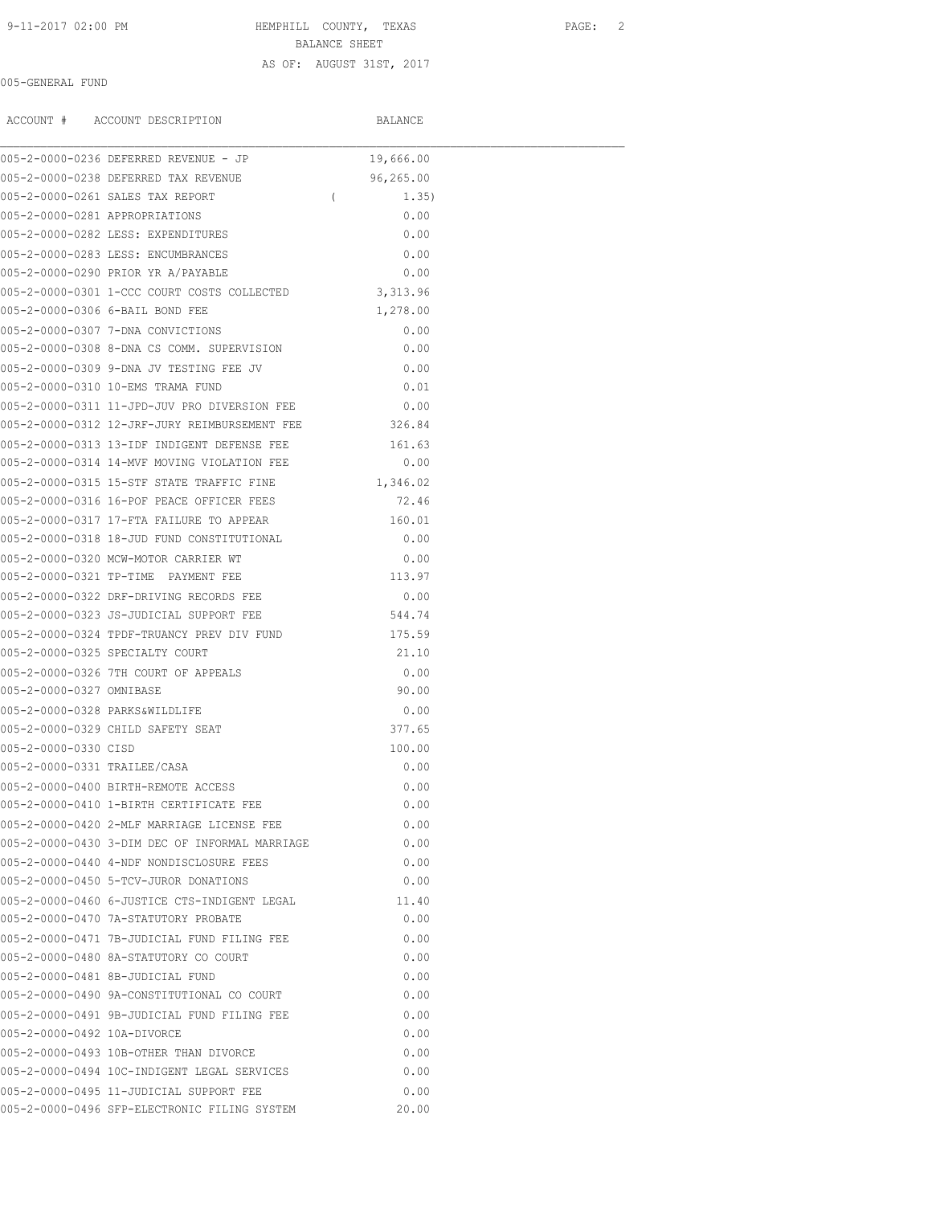HEMPHILL COUNTY, TEXAS

BALANCE SHEET

AS OF: AUGUST 31ST, 2017

005-GENERAL FUND

| ACCOUNT # | ACCOUNT DESCRIPTION | BALANCE |
|---|---|---|
| 005-2-0000-0236 | DEFERRED REVENUE - JP | 19,666.00 |
| 005-2-0000-0238 | DEFERRED TAX REVENUE | 96,265.00 |
| 005-2-0000-0261 | SALES TAX REPORT | ( 1.35) |
| 005-2-0000-0281 | APPROPRIATIONS | 0.00 |
| 005-2-0000-0282 | LESS: EXPENDITURES | 0.00 |
| 005-2-0000-0283 | LESS: ENCUMBRANCES | 0.00 |
| 005-2-0000-0290 | PRIOR YR A/PAYABLE | 0.00 |
| 005-2-0000-0301 | 1-CCC COURT COSTS COLLECTED | 3,313.96 |
| 005-2-0000-0306 | 6-BAIL BOND FEE | 1,278.00 |
| 005-2-0000-0307 | 7-DNA CONVICTIONS | 0.00 |
| 005-2-0000-0308 | 8-DNA CS COMM. SUPERVISION | 0.00 |
| 005-2-0000-0309 | 9-DNA JV TESTING FEE JV | 0.00 |
| 005-2-0000-0310 | 10-EMS TRAMA FUND | 0.01 |
| 005-2-0000-0311 | 11-JPD-JUV PRO DIVERSION FEE | 0.00 |
| 005-2-0000-0312 | 12-JRF-JURY REIMBURSEMENT FEE | 326.84 |
| 005-2-0000-0313 | 13-IDF INDIGENT DEFENSE FEE | 161.63 |
| 005-2-0000-0314 | 14-MVF MOVING VIOLATION FEE | 0.00 |
| 005-2-0000-0315 | 15-STF STATE TRAFFIC FINE | 1,346.02 |
| 005-2-0000-0316 | 16-POF PEACE OFFICER FEES | 72.46 |
| 005-2-0000-0317 | 17-FTA FAILURE TO APPEAR | 160.01 |
| 005-2-0000-0318 | 18-JUD FUND CONSTITUTIONAL | 0.00 |
| 005-2-0000-0320 | MCW-MOTOR CARRIER WT | 0.00 |
| 005-2-0000-0321 | TP-TIME PAYMENT FEE | 113.97 |
| 005-2-0000-0322 | DRF-DRIVING RECORDS FEE | 0.00 |
| 005-2-0000-0323 | JS-JUDICIAL SUPPORT FEE | 544.74 |
| 005-2-0000-0324 | TPDF-TRUANCY PREV DIV FUND | 175.59 |
| 005-2-0000-0325 | SPECIALTY COURT | 21.10 |
| 005-2-0000-0326 | 7TH COURT OF APPEALS | 0.00 |
| 005-2-0000-0327 | OMNIBASE | 90.00 |
| 005-2-0000-0328 | PARKS&WILDLIFE | 0.00 |
| 005-2-0000-0329 | CHILD SAFETY SEAT | 377.65 |
| 005-2-0000-0330 | CISD | 100.00 |
| 005-2-0000-0331 | TRAILEE/CASA | 0.00 |
| 005-2-0000-0400 | BIRTH-REMOTE ACCESS | 0.00 |
| 005-2-0000-0410 | 1-BIRTH CERTIFICATE FEE | 0.00 |
| 005-2-0000-0420 | 2-MLF MARRIAGE LICENSE FEE | 0.00 |
| 005-2-0000-0430 | 3-DIM DEC OF INFORMAL MARRIAGE | 0.00 |
| 005-2-0000-0440 | 4-NDF NONDISCLOSURE FEES | 0.00 |
| 005-2-0000-0450 | 5-TCV-JUROR DONATIONS | 0.00 |
| 005-2-0000-0460 | 6-JUSTICE CTS-INDIGENT LEGAL | 11.40 |
| 005-2-0000-0470 | 7A-STATUTORY PROBATE | 0.00 |
| 005-2-0000-0471 | 7B-JUDICIAL FUND FILING FEE | 0.00 |
| 005-2-0000-0480 | 8A-STATUTORY CO COURT | 0.00 |
| 005-2-0000-0481 | 8B-JUDICIAL FUND | 0.00 |
| 005-2-0000-0490 | 9A-CONSTITUTIONAL CO COURT | 0.00 |
| 005-2-0000-0491 | 9B-JUDICIAL FUND FILING FEE | 0.00 |
| 005-2-0000-0492 | 10A-DIVORCE | 0.00 |
| 005-2-0000-0493 | 10B-OTHER THAN DIVORCE | 0.00 |
| 005-2-0000-0494 | 10C-INDIGENT LEGAL SERVICES | 0.00 |
| 005-2-0000-0495 | 11-JUDICIAL SUPPORT FEE | 0.00 |
| 005-2-0000-0496 | SFP-ELECTRONIC FILING SYSTEM | 20.00 |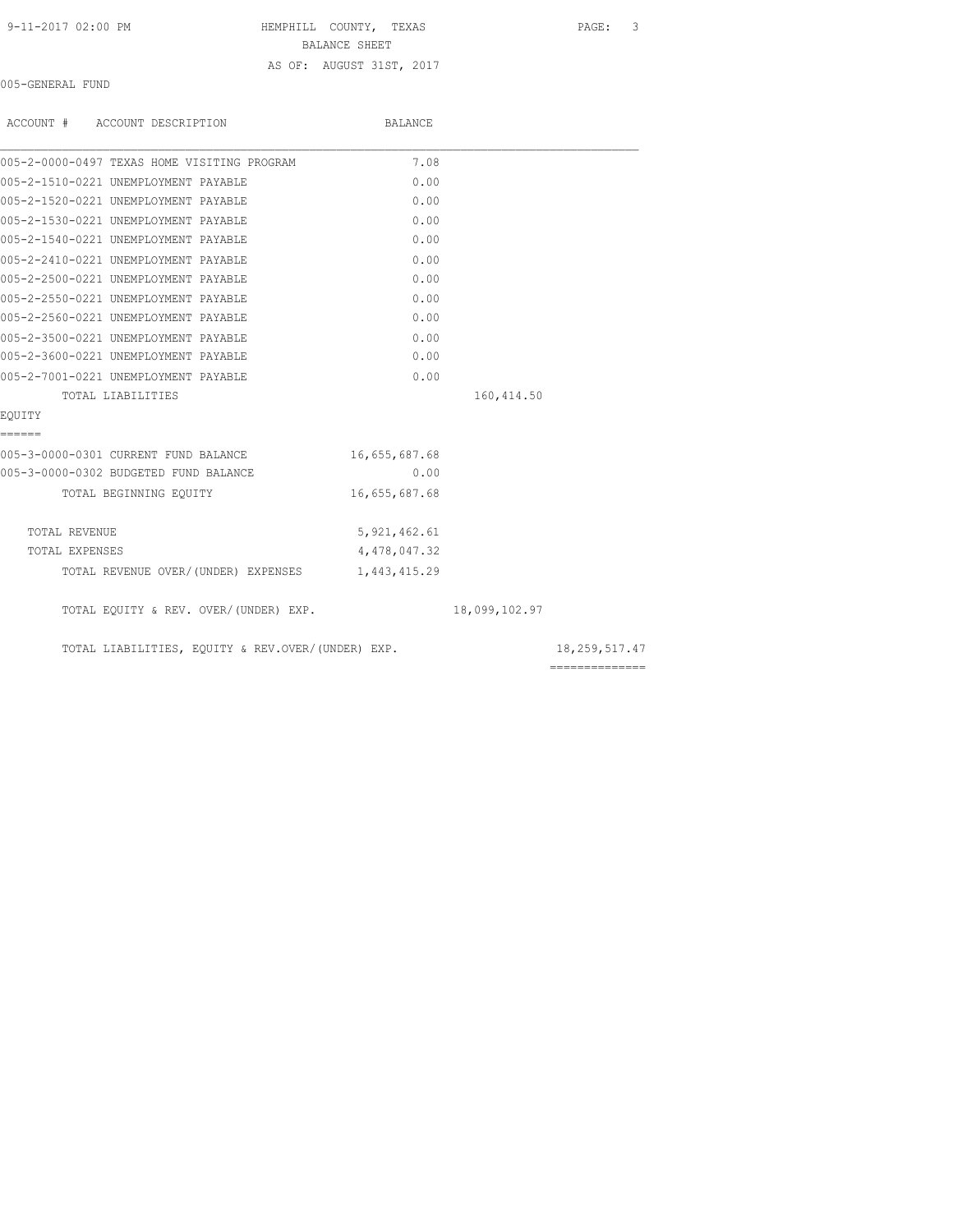HEMPHILL COUNTY, TEXAS

BALANCE SHEET

AS OF: AUGUST 31ST, 2017

005-GENERAL FUND

| ACCOUNT # ACCOUNT DESCRIPTION | BALANCE | | |
|---|---|---|---|
| 005-2-0000-0497 TEXAS HOME VISITING PROGRAM | 7.08 | | |
| 005-2-1510-0221 UNEMPLOYMENT PAYABLE | 0.00 | | |
| 005-2-1520-0221 UNEMPLOYMENT PAYABLE | 0.00 | | |
| 005-2-1530-0221 UNEMPLOYMENT PAYABLE | 0.00 | | |
| 005-2-1540-0221 UNEMPLOYMENT PAYABLE | 0.00 | | |
| 005-2-2410-0221 UNEMPLOYMENT PAYABLE | 0.00 | | |
| 005-2-2500-0221 UNEMPLOYMENT PAYABLE | 0.00 | | |
| 005-2-2550-0221 UNEMPLOYMENT PAYABLE | 0.00 | | |
| 005-2-2560-0221 UNEMPLOYMENT PAYABLE | 0.00 | | |
| 005-2-3500-0221 UNEMPLOYMENT PAYABLE | 0.00 | | |
| 005-2-3600-0221 UNEMPLOYMENT PAYABLE | 0.00 | | |
| 005-2-7001-0221 UNEMPLOYMENT PAYABLE | 0.00 | | |
| TOTAL LIABILITIES | | 160,414.50 | |
| EQUITY | | | |
| 005-3-0000-0301 CURRENT FUND BALANCE | 16,655,687.68 | | |
| 005-3-0000-0302 BUDGETED FUND BALANCE | 0.00 | | |
| TOTAL BEGINNING EQUITY | 16,655,687.68 | | |
| TOTAL REVENUE | 5,921,462.61 | | |
| TOTAL EXPENSES | 4,478,047.32 | | |
| TOTAL REVENUE OVER/(UNDER) EXPENSES | 1,443,415.29 | | |
| TOTAL EQUITY & REV. OVER/(UNDER) EXP. | | 18,099,102.97 | |
| TOTAL LIABILITIES, EQUITY & REV.OVER/(UNDER) EXP. | | | 18,259,517.47 |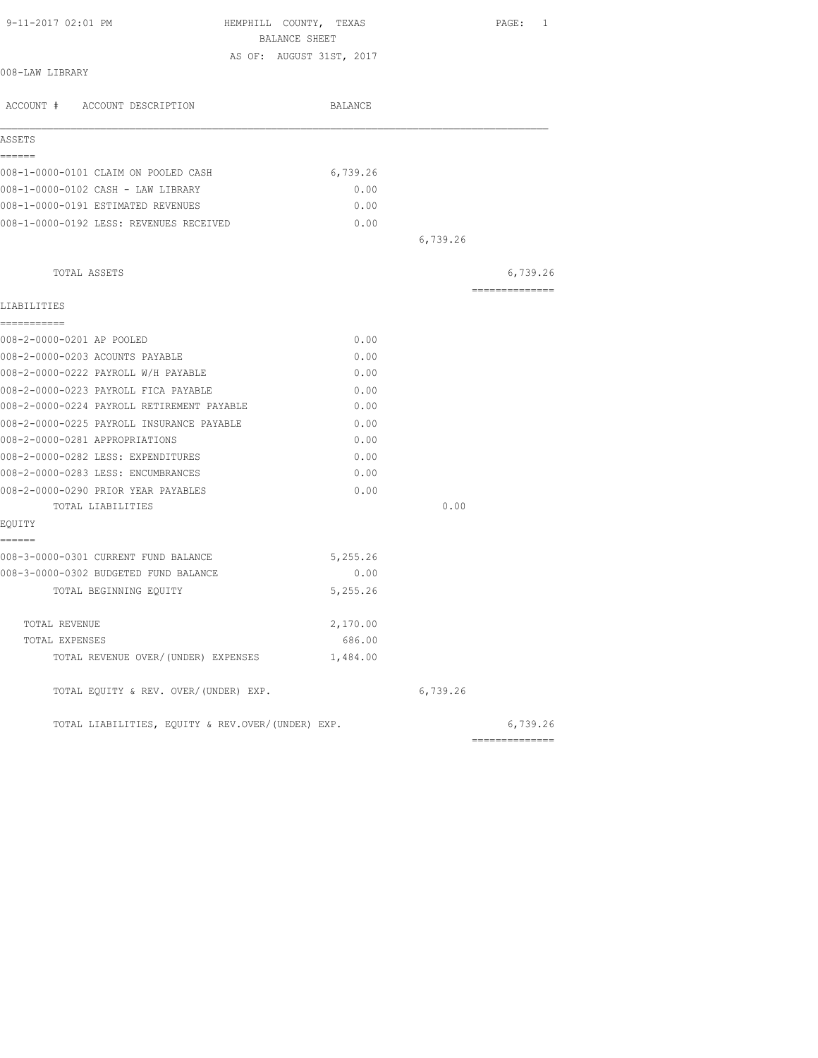HEMPHILL COUNTY, TEXAS

BALANCE SHEET

AS OF: AUGUST 31ST, 2017

008-LAW LIBRARY

| ACCOUNT # ACCOUNT DESCRIPTION | BALANCE | | |
|---|---|---|---|
| **ASSETS** | | | |
| 008-1-0000-0101 CLAIM ON POOLED CASH | 6,739.26 | | |
| 008-1-0000-0102 CASH - LAW LIBRARY | 0.00 | | |
| 008-1-0000-0191 ESTIMATED REVENUES | 0.00 | | |
| 008-1-0000-0192 LESS: REVENUES RECEIVED | 0.00 | | |
| | | 6,739.26 | |
| TOTAL ASSETS | | | 6,739.26 |
| **LIABILITIES** | | | |
| 008-2-0000-0201 AP POOLED | 0.00 | | |
| 008-2-0000-0203 ACOUNTS PAYABLE | 0.00 | | |
| 008-2-0000-0222 PAYROLL W/H PAYABLE | 0.00 | | |
| 008-2-0000-0223 PAYROLL FICA PAYABLE | 0.00 | | |
| 008-2-0000-0224 PAYROLL RETIREMENT PAYABLE | 0.00 | | |
| 008-2-0000-0225 PAYROLL INSURANCE PAYABLE | 0.00 | | |
| 008-2-0000-0281 APPROPRIATIONS | 0.00 | | |
| 008-2-0000-0282 LESS: EXPENDITURES | 0.00 | | |
| 008-2-0000-0283 LESS: ENCUMBRANCES | 0.00 | | |
| 008-2-0000-0290 PRIOR YEAR PAYABLES | 0.00 | | |
| TOTAL LIABILITIES | | 0.00 | |
| **EQUITY** | | | |
| 008-3-0000-0301 CURRENT FUND BALANCE | 5,255.26 | | |
| 008-3-0000-0302 BUDGETED FUND BALANCE | 0.00 | | |
| TOTAL BEGINNING EQUITY | 5,255.26 | | |
| TOTAL REVENUE | 2,170.00 | | |
| TOTAL EXPENSES | 686.00 | | |
| TOTAL REVENUE OVER/(UNDER) EXPENSES | 1,484.00 | | |
| TOTAL EQUITY & REV. OVER/(UNDER) EXP. | | 6,739.26 | |
| TOTAL LIABILITIES, EQUITY & REV.OVER/(UNDER) EXP. | | | 6,739.26 |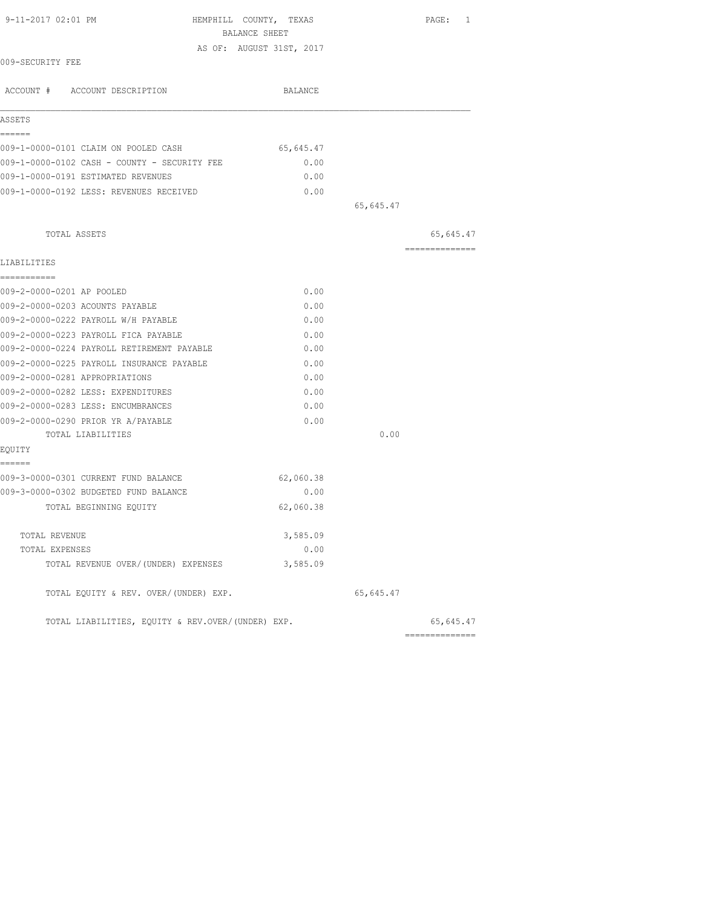HEMPHILL COUNTY, TEXAS
BALANCE SHEET
AS OF: AUGUST 31ST, 2017

9-11-2017 02:01 PM

009-SECURITY FEE

| ACCOUNT # ACCOUNT DESCRIPTION | BALANCE | | |
|---|---|---|---|
| **ASSETS** | | | |
| 009-1-0000-0101 CLAIM ON POOLED CASH | 65,645.47 | | |
| 009-1-0000-0102 CASH - COUNTY - SECURITY FEE | 0.00 | | |
| 009-1-0000-0191 ESTIMATED REVENUES | 0.00 | | |
| 009-1-0000-0192 LESS: REVENUES RECEIVED | 0.00 | | |
| | | 65,645.47 | |
| TOTAL ASSETS | | | 65,645.47 |
| **LIABILITIES** | | | |
| 009-2-0000-0201 AP POOLED | 0.00 | | |
| 009-2-0000-0203 ACOUNTS PAYABLE | 0.00 | | |
| 009-2-0000-0222 PAYROLL W/H PAYABLE | 0.00 | | |
| 009-2-0000-0223 PAYROLL FICA PAYABLE | 0.00 | | |
| 009-2-0000-0224 PAYROLL RETIREMENT PAYABLE | 0.00 | | |
| 009-2-0000-0225 PAYROLL INSURANCE PAYABLE | 0.00 | | |
| 009-2-0000-0281 APPROPRIATIONS | 0.00 | | |
| 009-2-0000-0282 LESS: EXPENDITURES | 0.00 | | |
| 009-2-0000-0283 LESS: ENCUMBRANCES | 0.00 | | |
| 009-2-0000-0290 PRIOR YR A/PAYABLE | 0.00 | | |
| TOTAL LIABILITIES | | 0.00 | |
| **EQUITY** | | | |
| 009-3-0000-0301 CURRENT FUND BALANCE | 62,060.38 | | |
| 009-3-0000-0302 BUDGETED FUND BALANCE | 0.00 | | |
| TOTAL BEGINNING EQUITY | 62,060.38 | | |
| TOTAL REVENUE | 3,585.09 | | |
| TOTAL EXPENSES | 0.00 | | |
| TOTAL REVENUE OVER/(UNDER) EXPENSES | 3,585.09 | | |
| TOTAL EQUITY & REV. OVER/(UNDER) EXP. | | 65,645.47 | |
| TOTAL LIABILITIES, EQUITY & REV.OVER/(UNDER) EXP. | | | 65,645.47 |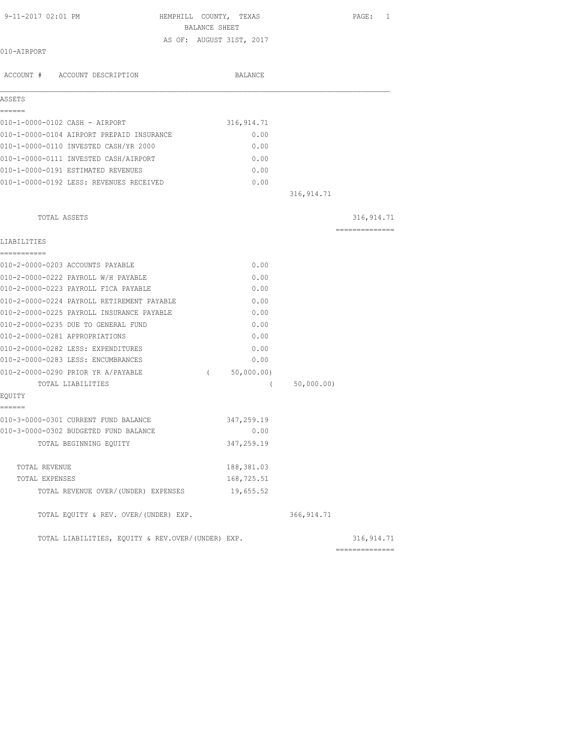9-11-2017 02:01 PM HEMPHILL COUNTY, TEXAS

BALANCE SHEET

AS OF: AUGUST 31ST, 2017

010-AIRPORT

| ACCOUNT # ACCOUNT DESCRIPTION | BALANCE | | |
|---|---|---|---|
| **ASSETS** | | | |
| 010-1-0000-0102 CASH - AIRPORT | 316,914.71 | | |
| 010-1-0000-0104 AIRPORT PREPAID INSURANCE | 0.00 | | |
| 010-1-0000-0110 INVESTED CASH/YR 2000 | 0.00 | | |
| 010-1-0000-0111 INVESTED CASH/AIRPORT | 0.00 | | |
| 010-1-0000-0191 ESTIMATED REVENUES | 0.00 | | |
| 010-1-0000-0192 LESS: REVENUES RECEIVED | 0.00 | | |
| | | 316,914.71 | |
| TOTAL ASSETS | | | 316,914.71 |
| **LIABILITIES** | | | |
| 010-2-0000-0203 ACCOUNTS PAYABLE | 0.00 | | |
| 010-2-0000-0222 PAYROLL W/H PAYABLE | 0.00 | | |
| 010-2-0000-0223 PAYROLL FICA PAYABLE | 0.00 | | |
| 010-2-0000-0224 PAYROLL RETIREMENT PAYABLE | 0.00 | | |
| 010-2-0000-0225 PAYROLL INSURANCE PAYABLE | 0.00 | | |
| 010-2-0000-0235 DUE TO GENERAL FUND | 0.00 | | |
| 010-2-0000-0281 APPROPRIATIONS | 0.00 | | |
| 010-2-0000-0282 LESS: EXPENDITURES | 0.00 | | |
| 010-2-0000-0283 LESS: ENCUMBRANCES | 0.00 | | |
| 010-2-0000-0290 PRIOR YR A/PAYABLE | ( 50,000.00) | | |
| TOTAL LIABILITIES | | ( 50,000.00) | |
| **EQUITY** | | | |
| 010-3-0000-0301 CURRENT FUND BALANCE | 347,259.19 | | |
| 010-3-0000-0302 BUDGETED FUND BALANCE | 0.00 | | |
| TOTAL BEGINNING EQUITY | 347,259.19 | | |
| TOTAL REVENUE | 188,381.03 | | |
| TOTAL EXPENSES | 168,725.51 | | |
| TOTAL REVENUE OVER/(UNDER) EXPENSES | 19,655.52 | | |
| TOTAL EQUITY & REV. OVER/(UNDER) EXP. | | 366,914.71 | |
| TOTAL LIABILITIES, EQUITY & REV.OVER/(UNDER) EXP. | | | 316,914.71 |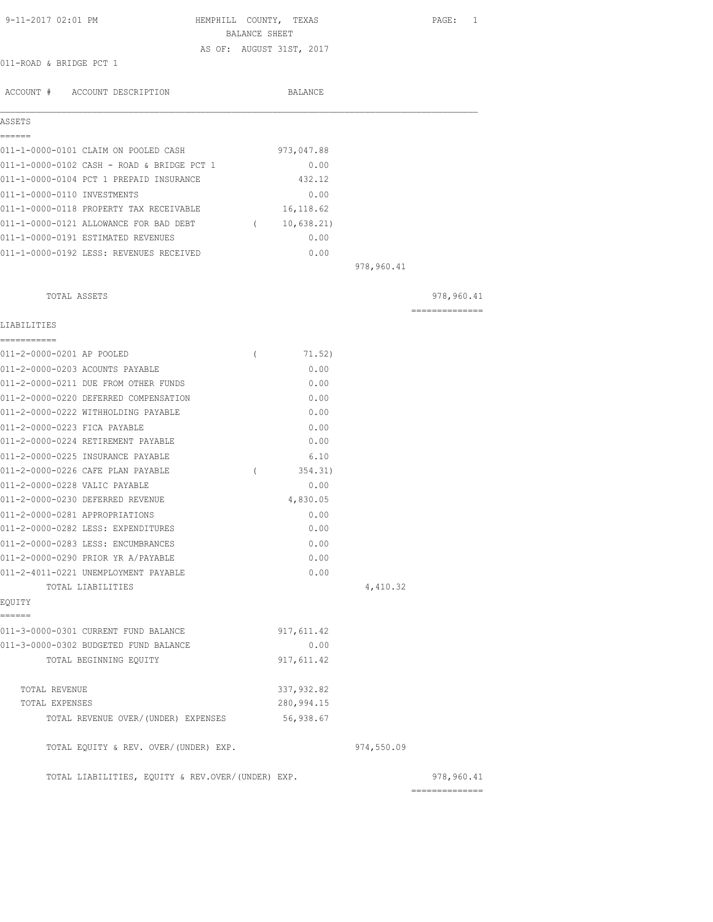9-11-2017 02:01 PM HEMPHILL COUNTY, TEXAS

BALANCE SHEET

AS OF: AUGUST 31ST, 2017

011-ROAD & BRIDGE PCT 1

| ACCOUNT # ACCOUNT DESCRIPTION | BALANCE | | |
|---|---|---|---|
| **ASSETS** | | | |
| 011-1-0000-0101 CLAIM ON POOLED CASH | 973,047.88 | | |
| 011-1-0000-0102 CASH - ROAD & BRIDGE PCT 1 | 0.00 | | |
| 011-1-0000-0104 PCT 1 PREPAID INSURANCE | 432.12 | | |
| 011-1-0000-0110 INVESTMENTS | 0.00 | | |
| 011-1-0000-0118 PROPERTY TAX RECEIVABLE | 16,118.62 | | |
| 011-1-0000-0121 ALLOWANCE FOR BAD DEBT | ( 10,638.21) | | |
| 011-1-0000-0191 ESTIMATED REVENUES | 0.00 | | |
| 011-1-0000-0192 LESS: REVENUES RECEIVED | 0.00 | | |
| | | 978,960.41 | |
| TOTAL ASSETS | | | 978,960.41 |
| **LIABILITIES** | | | |
| 011-2-0000-0201 AP POOLED | ( 71.52) | | |
| 011-2-0000-0203 ACOUNTS PAYABLE | 0.00 | | |
| 011-2-0000-0211 DUE FROM OTHER FUNDS | 0.00 | | |
| 011-2-0000-0220 DEFERRED COMPENSATION | 0.00 | | |
| 011-2-0000-0222 WITHHOLDING PAYABLE | 0.00 | | |
| 011-2-0000-0223 FICA PAYABLE | 0.00 | | |
| 011-2-0000-0224 RETIREMENT PAYABLE | 0.00 | | |
| 011-2-0000-0225 INSURANCE PAYABLE | 6.10 | | |
| 011-2-0000-0226 CAFE PLAN PAYABLE | ( 354.31) | | |
| 011-2-0000-0228 VALIC PAYABLE | 0.00 | | |
| 011-2-0000-0230 DEFERRED REVENUE | 4,830.05 | | |
| 011-2-0000-0281 APPROPRIATIONS | 0.00 | | |
| 011-2-0000-0282 LESS: EXPENDITURES | 0.00 | | |
| 011-2-0000-0283 LESS: ENCUMBRANCES | 0.00 | | |
| 011-2-0000-0290 PRIOR YR A/PAYABLE | 0.00 | | |
| 011-2-4011-0221 UNEMPLOYMENT PAYABLE | 0.00 | | |
| TOTAL LIABILITIES | | 4,410.32 | |
| **EQUITY** | | | |
| 011-3-0000-0301 CURRENT FUND BALANCE | 917,611.42 | | |
| 011-3-0000-0302 BUDGETED FUND BALANCE | 0.00 | | |
| TOTAL BEGINNING EQUITY | 917,611.42 | | |
| TOTAL REVENUE | 337,932.82 | | |
| TOTAL EXPENSES | 280,994.15 | | |
| TOTAL REVENUE OVER/(UNDER) EXPENSES | 56,938.67 | | |
| TOTAL EQUITY & REV. OVER/(UNDER) EXP. | | 974,550.09 | |
| TOTAL LIABILITIES, EQUITY & REV.OVER/(UNDER) EXP. | | | 978,960.41 |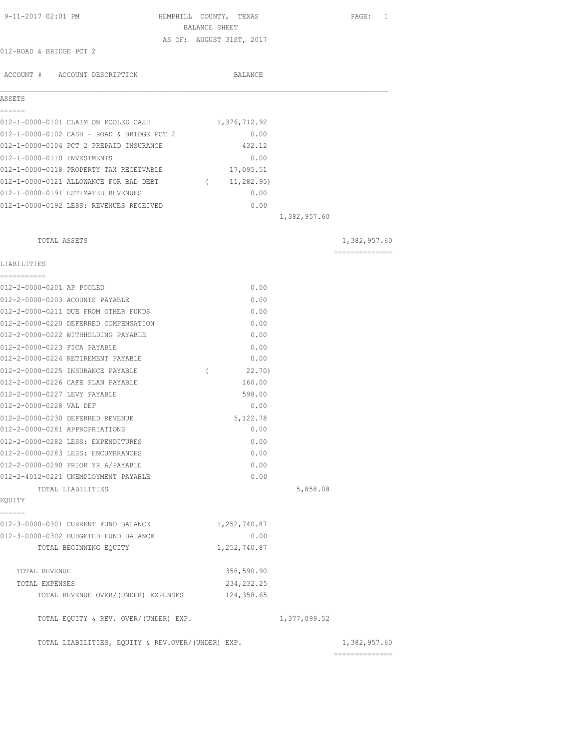9-11-2017 02:01 PM HEMPHILL COUNTY, TEXAS

BALANCE SHEET

AS OF: AUGUST 31ST, 2017

012-ROAD & BRIDGE PCT 2

| ACCOUNT # | ACCOUNT DESCRIPTION | BALANCE | | |
|---|---|---|---|---|
| **ASSETS** | | | | |
| 012-1-0000-0101 | CLAIM ON POOLED CASH | 1,376,712.92 | | |
| 012-1-0000-0102 | CASH - ROAD & BRIDGE PCT 2 | 0.00 | | |
| 012-1-0000-0104 | PCT 2 PREPAID INSURANCE | 432.12 | | |
| 012-1-0000-0110 | INVESTMENTS | 0.00 | | |
| 012-1-0000-0118 | PROPERTY TAX RECEIVABLE | 17,095.51 | | |
| 012-1-0000-0121 | ALLOWANCE FOR BAD DEBT | ( 11,282.95) | | |
| 012-1-0000-0191 | ESTIMATED REVENUES | 0.00 | | |
| 012-1-0000-0192 | LESS: REVENUES RECEIVED | 0.00 | | |
| | | | 1,382,957.60 | |
| | TOTAL ASSETS | | | 1,382,957.60 |
| **LIABILITIES** | | | | |
| 012-2-0000-0201 | AP POOLED | 0.00 | | |
| 012-2-0000-0203 | ACOUNTS PAYABLE | 0.00 | | |
| 012-2-0000-0211 | DUE FROM OTHER FUNDS | 0.00 | | |
| 012-2-0000-0220 | DEFERRED COMPENSATION | 0.00 | | |
| 012-2-0000-0222 | WITHHOLDING PAYABLE | 0.00 | | |
| 012-2-0000-0223 | FICA PAYABLE | 0.00 | | |
| 012-2-0000-0224 | RETIREMENT PAYABLE | 0.00 | | |
| 012-2-0000-0225 | INSURANCE PAYABLE | ( 22.70) | | |
| 012-2-0000-0226 | CAFE PLAN PAYABLE | 160.00 | | |
| 012-2-0000-0227 | LEVY PAYABLE | 598.00 | | |
| 012-2-0000-0228 | VAL DEF | 0.00 | | |
| 012-2-0000-0230 | DEFERRED REVENUE | 5,122.78 | | |
| 012-2-0000-0281 | APPROPRIATIONS | 0.00 | | |
| 012-2-0000-0282 | LESS: EXPENDITURES | 0.00 | | |
| 012-2-0000-0283 | LESS: ENCUMBRANCES | 0.00 | | |
| 012-2-0000-0290 | PRIOR YR A/PAYABLE | 0.00 | | |
| 012-2-4012-0221 | UNEMPLOYMENT PAYABLE | 0.00 | | |
| | TOTAL LIABILITIES | | 5,858.08 | |
| **EQUITY** | | | | |
| 012-3-0000-0301 | CURRENT FUND BALANCE | 1,252,740.87 | | |
| 012-3-0000-0302 | BUDGETED FUND BALANCE | 0.00 | | |
| | TOTAL BEGINNING EQUITY | 1,252,740.87 | | |
| | TOTAL REVENUE | 358,590.90 | | |
| | TOTAL EXPENSES | 234,232.25 | | |
| | TOTAL REVENUE OVER/(UNDER) EXPENSES | 124,358.65 | | |
| | TOTAL EQUITY & REV. OVER/(UNDER) EXP. | | 1,377,099.52 | |
| | TOTAL LIABILITIES, EQUITY & REV.OVER/(UNDER) EXP. | | | 1,382,957.60 |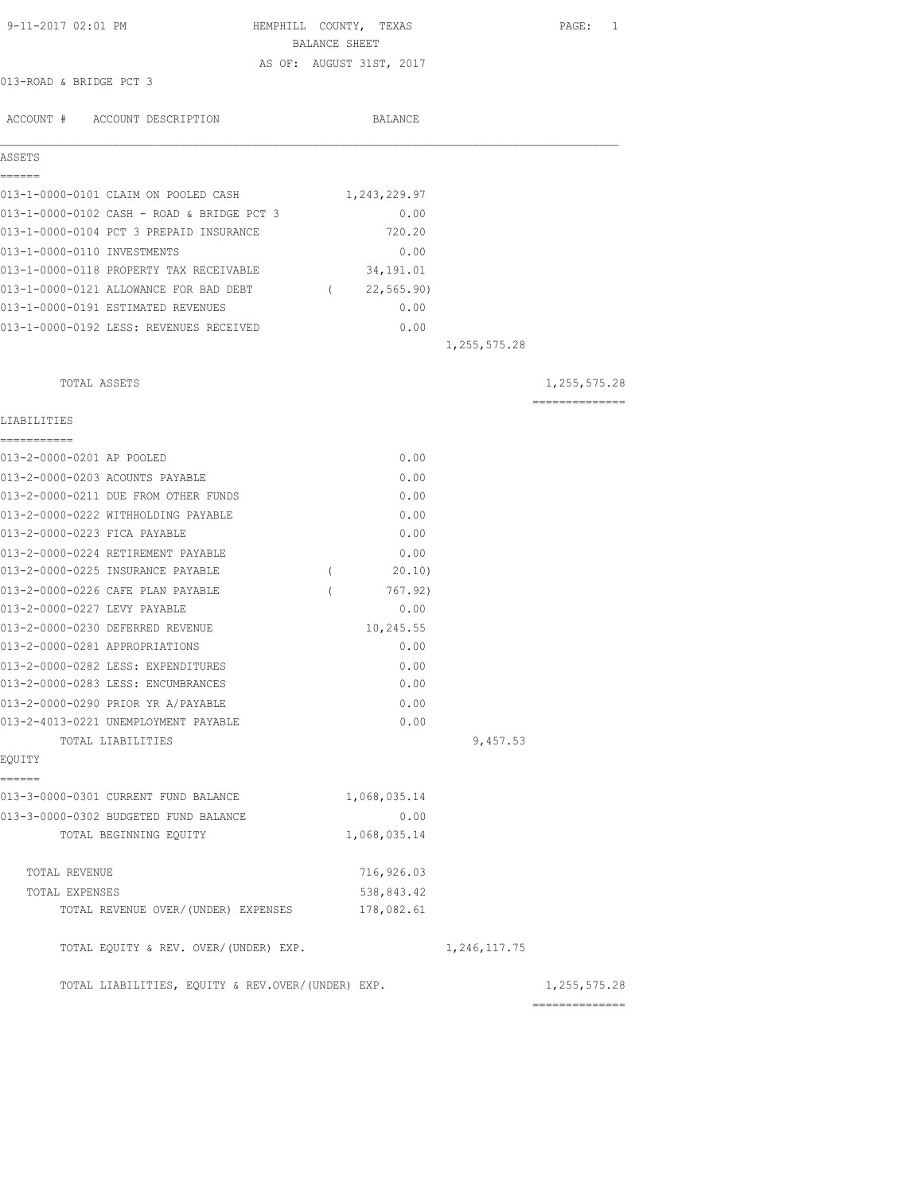9-11-2017 02:01 PM

# HEMPHILL COUNTY, TEXAS

## BALANCE SHEET

AS OF: AUGUST 31ST, 2017

013-ROAD & BRIDGE PCT 3

| ACCOUNT # | ACCOUNT DESCRIPTION | BALANCE | | |
|---|---|---|---|---|
| **ASSETS** | | | | |
| 013-1-0000-0101 | CLAIM ON POOLED CASH | 1,243,229.97 | | |
| 013-1-0000-0102 | CASH - ROAD & BRIDGE PCT 3 | 0.00 | | |
| 013-1-0000-0104 | PCT 3 PREPAID INSURANCE | 720.20 | | |
| 013-1-0000-0110 | INVESTMENTS | 0.00 | | |
| 013-1-0000-0118 | PROPERTY TAX RECEIVABLE | 34,191.01 | | |
| 013-1-0000-0121 | ALLOWANCE FOR BAD DEBT | ( 22,565.90) | | |
| 013-1-0000-0191 | ESTIMATED REVENUES | 0.00 | | |
| 013-1-0000-0192 | LESS: REVENUES RECEIVED | 0.00 | | |
| | | | 1,255,575.28 | |
| | TOTAL ASSETS | | | 1,255,575.28 |
| **LIABILITIES** | | | | |
| 013-2-0000-0201 | AP POOLED | 0.00 | | |
| 013-2-0000-0203 | ACOUNTS PAYABLE | 0.00 | | |
| 013-2-0000-0211 | DUE FROM OTHER FUNDS | 0.00 | | |
| 013-2-0000-0222 | WITHHOLDING PAYABLE | 0.00 | | |
| 013-2-0000-0223 | FICA PAYABLE | 0.00 | | |
| 013-2-0000-0224 | RETIREMENT PAYABLE | 0.00 | | |
| 013-2-0000-0225 | INSURANCE PAYABLE | ( 20.10) | | |
| 013-2-0000-0226 | CAFE PLAN PAYABLE | ( 767.92) | | |
| 013-2-0000-0227 | LEVY PAYABLE | 0.00 | | |
| 013-2-0000-0230 | DEFERRED REVENUE | 10,245.55 | | |
| 013-2-0000-0281 | APPROPRIATIONS | 0.00 | | |
| 013-2-0000-0282 | LESS: EXPENDITURES | 0.00 | | |
| 013-2-0000-0283 | LESS: ENCUMBRANCES | 0.00 | | |
| 013-2-0000-0290 | PRIOR YR A/PAYABLE | 0.00 | | |
| 013-2-4013-0221 | UNEMPLOYMENT PAYABLE | 0.00 | | |
| | TOTAL LIABILITIES | | 9,457.53 | |
| **EQUITY** | | | | |
| 013-3-0000-0301 | CURRENT FUND BALANCE | 1,068,035.14 | | |
| 013-3-0000-0302 | BUDGETED FUND BALANCE | 0.00 | | |
| | TOTAL BEGINNING EQUITY | 1,068,035.14 | | |
| | TOTAL REVENUE | 716,926.03 | | |
| | TOTAL EXPENSES | 538,843.42 | | |
| | TOTAL REVENUE OVER/(UNDER) EXPENSES | 178,082.61 | | |
| | TOTAL EQUITY & REV. OVER/(UNDER) EXP. | | 1,246,117.75 | |
| | TOTAL LIABILITIES, EQUITY & REV.OVER/(UNDER) EXP. | | | 1,255,575.28 |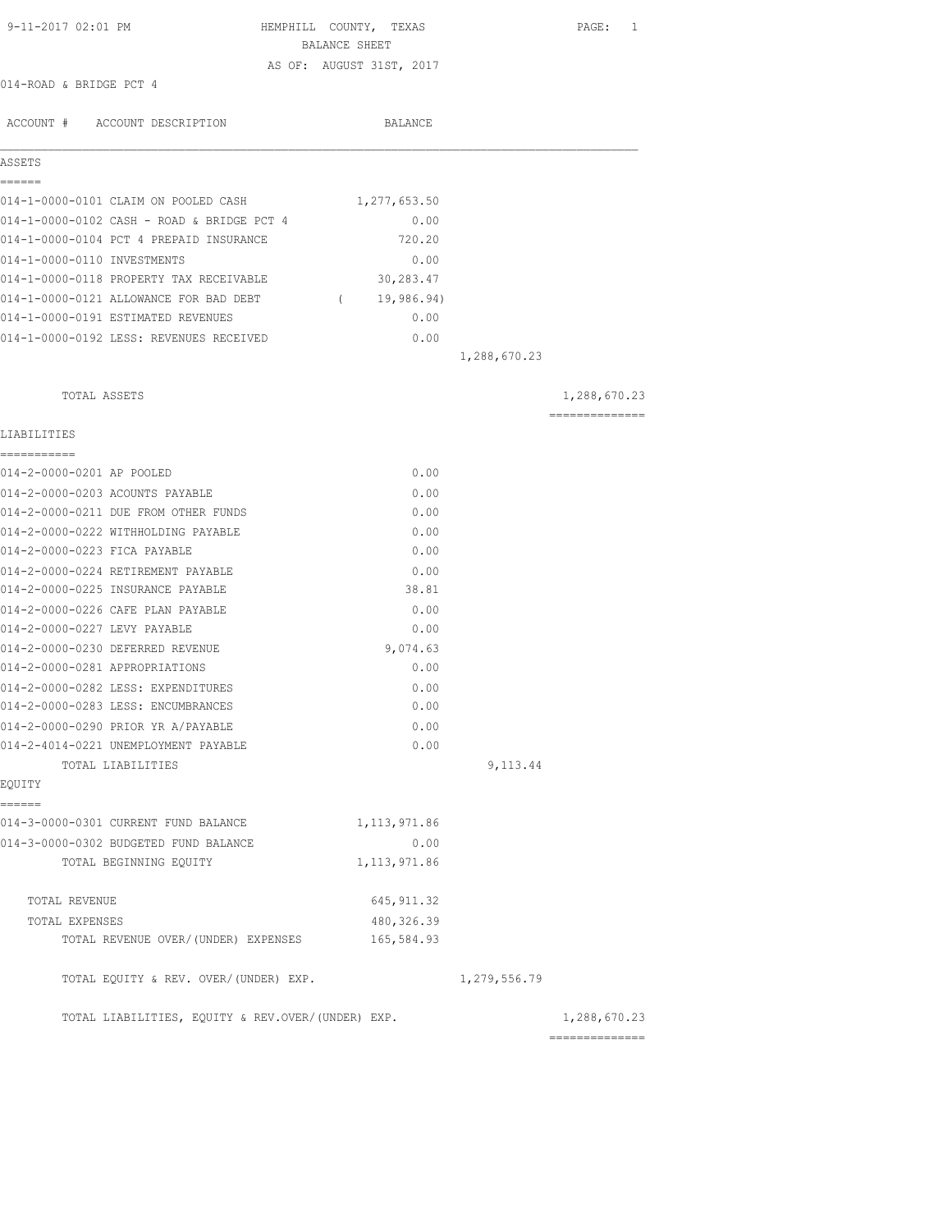HEMPHILL COUNTY, TEXAS
BALANCE SHEET
AS OF: AUGUST 31ST, 2017

014-ROAD & BRIDGE PCT 4

| ACCOUNT # ACCOUNT DESCRIPTION | BALANCE | | |
|---|---|---|---|
| **ASSETS** | | | |
| 014-1-0000-0101 CLAIM ON POOLED CASH | 1,277,653.50 | | |
| 014-1-0000-0102 CASH - ROAD & BRIDGE PCT 4 | 0.00 | | |
| 014-1-0000-0104 PCT 4 PREPAID INSURANCE | 720.20 | | |
| 014-1-0000-0110 INVESTMENTS | 0.00 | | |
| 014-1-0000-0118 PROPERTY TAX RECEIVABLE | 30,283.47 | | |
| 014-1-0000-0121 ALLOWANCE FOR BAD DEBT | ( 19,986.94) | | |
| 014-1-0000-0191 ESTIMATED REVENUES | 0.00 | | |
| 014-1-0000-0192 LESS: REVENUES RECEIVED | 0.00 | | |
| | | 1,288,670.23 | |
| TOTAL ASSETS | | | 1,288,670.23 |
| **LIABILITIES** | | | |
| 014-2-0000-0201 AP POOLED | 0.00 | | |
| 014-2-0000-0203 ACOUNTS PAYABLE | 0.00 | | |
| 014-2-0000-0211 DUE FROM OTHER FUNDS | 0.00 | | |
| 014-2-0000-0222 WITHHOLDING PAYABLE | 0.00 | | |
| 014-2-0000-0223 FICA PAYABLE | 0.00 | | |
| 014-2-0000-0224 RETIREMENT PAYABLE | 0.00 | | |
| 014-2-0000-0225 INSURANCE PAYABLE | 38.81 | | |
| 014-2-0000-0226 CAFE PLAN PAYABLE | 0.00 | | |
| 014-2-0000-0227 LEVY PAYABLE | 0.00 | | |
| 014-2-0000-0230 DEFERRED REVENUE | 9,074.63 | | |
| 014-2-0000-0281 APPROPRIATIONS | 0.00 | | |
| 014-2-0000-0282 LESS: EXPENDITURES | 0.00 | | |
| 014-2-0000-0283 LESS: ENCUMBRANCES | 0.00 | | |
| 014-2-0000-0290 PRIOR YR A/PAYABLE | 0.00 | | |
| 014-2-4014-0221 UNEMPLOYMENT PAYABLE | 0.00 | | |
| TOTAL LIABILITIES | | 9,113.44 | |
| **EQUITY** | | | |
| 014-3-0000-0301 CURRENT FUND BALANCE | 1,113,971.86 | | |
| 014-3-0000-0302 BUDGETED FUND BALANCE | 0.00 | | |
| TOTAL BEGINNING EQUITY | 1,113,971.86 | | |
| TOTAL REVENUE | 645,911.32 | | |
| TOTAL EXPENSES | 480,326.39 | | |
| TOTAL REVENUE OVER/(UNDER) EXPENSES | 165,584.93 | | |
| TOTAL EQUITY & REV. OVER/(UNDER) EXP. | | 1,279,556.79 | |
| TOTAL LIABILITIES, EQUITY & REV.OVER/(UNDER) EXP. | | | 1,288,670.23 |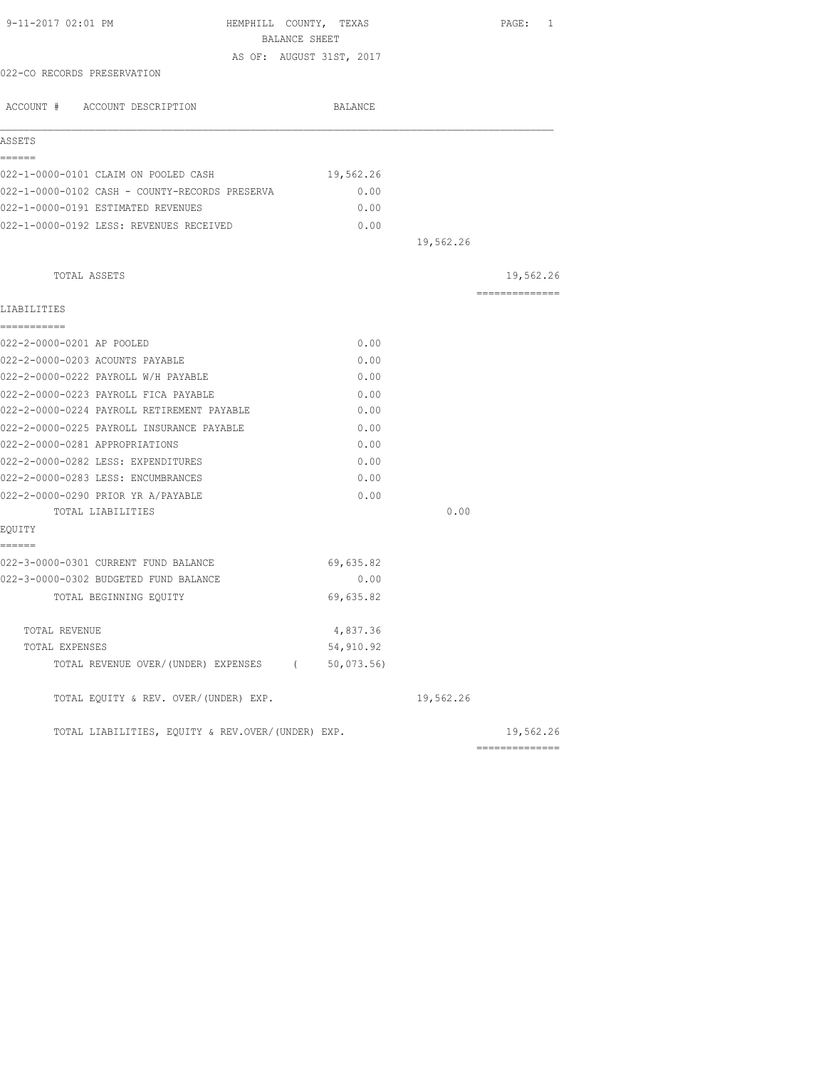9-11-2017 02:01 PM HEMPHILL COUNTY, TEXAS PAGE: 1

BALANCE SHEET

AS OF: AUGUST 31ST, 2017

022-CO RECORDS PRESERVATION

| ACCOUNT # ACCOUNT DESCRIPTION | BALANCE | | |
|---|---|---|---|
| **ASSETS** | | | |
| 022-1-0000-0101 CLAIM ON POOLED CASH | 19,562.26 | | |
| 022-1-0000-0102 CASH - COUNTY-RECORDS PRESERVA | 0.00 | | |
| 022-1-0000-0191 ESTIMATED REVENUES | 0.00 | | |
| 022-1-0000-0192 LESS: REVENUES RECEIVED | 0.00 | | |
| | | 19,562.26 | |
| TOTAL ASSETS | | | 19,562.26 |
| **LIABILITIES** | | | |
| 022-2-0000-0201 AP POOLED | 0.00 | | |
| 022-2-0000-0203 ACOUNTS PAYABLE | 0.00 | | |
| 022-2-0000-0222 PAYROLL W/H PAYABLE | 0.00 | | |
| 022-2-0000-0223 PAYROLL FICA PAYABLE | 0.00 | | |
| 022-2-0000-0224 PAYROLL RETIREMENT PAYABLE | 0.00 | | |
| 022-2-0000-0225 PAYROLL INSURANCE PAYABLE | 0.00 | | |
| 022-2-0000-0281 APPROPRIATIONS | 0.00 | | |
| 022-2-0000-0282 LESS: EXPENDITURES | 0.00 | | |
| 022-2-0000-0283 LESS: ENCUMBRANCES | 0.00 | | |
| 022-2-0000-0290 PRIOR YR A/PAYABLE | 0.00 | | |
| TOTAL LIABILITIES | | 0.00 | |
| **EQUITY** | | | |
| 022-3-0000-0301 CURRENT FUND BALANCE | 69,635.82 | | |
| 022-3-0000-0302 BUDGETED FUND BALANCE | 0.00 | | |
| TOTAL BEGINNING EQUITY | 69,635.82 | | |
| TOTAL REVENUE | 4,837.36 | | |
| TOTAL EXPENSES | 54,910.92 | | |
| TOTAL REVENUE OVER/(UNDER) EXPENSES | ( 50,073.56) | | |
| TOTAL EQUITY & REV. OVER/(UNDER) EXP. | | 19,562.26 | |
| TOTAL LIABILITIES, EQUITY & REV.OVER/(UNDER) EXP. | | | 19,562.26 |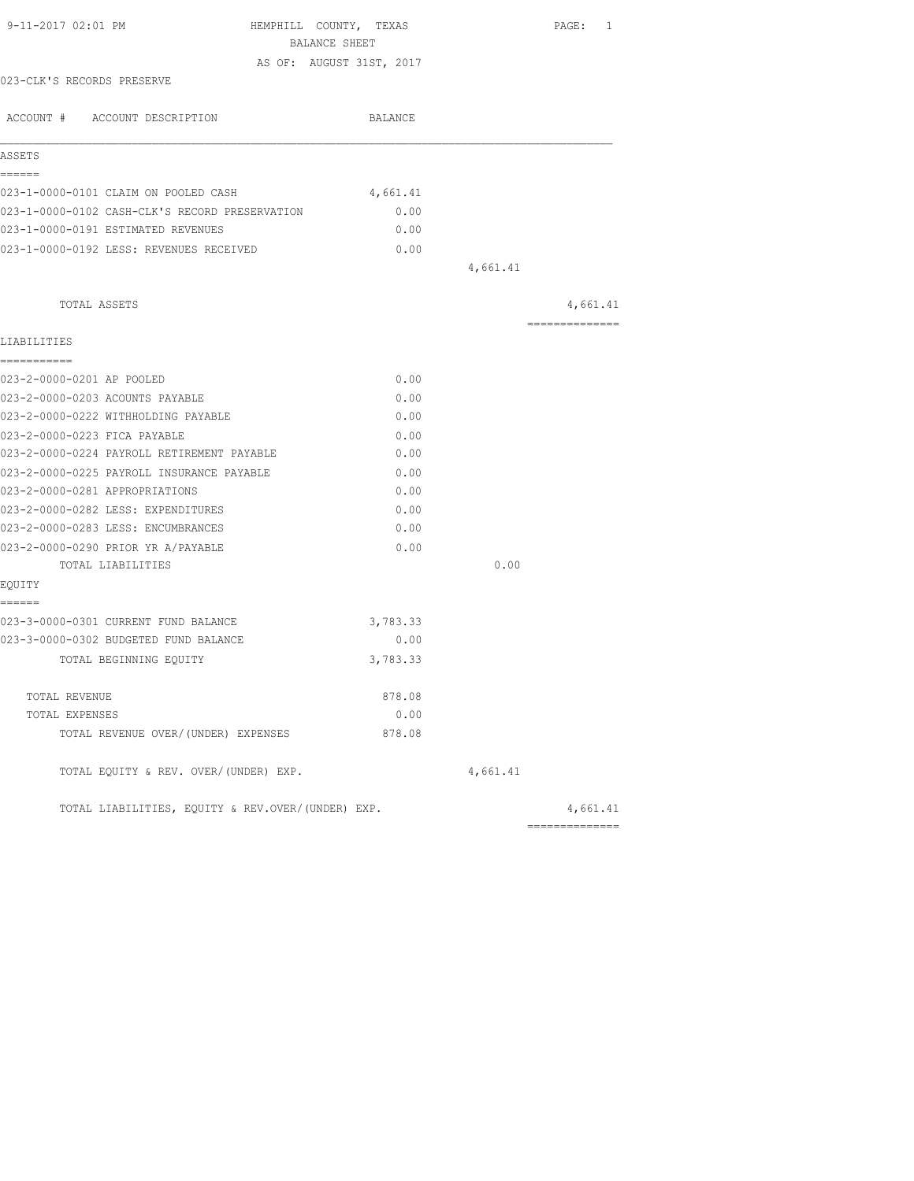HEMPHILL COUNTY, TEXAS

BALANCE SHEET

AS OF: AUGUST 31ST, 2017

023-CLK'S RECORDS PRESERVE

| ACCOUNT # ACCOUNT DESCRIPTION | BALANCE | | |
|---|---|---|---|
| **ASSETS** | | | |
| 023-1-0000-0101 CLAIM ON POOLED CASH | 4,661.41 | | |
| 023-1-0000-0102 CASH-CLK'S RECORD PRESERVATION | 0.00 | | |
| 023-1-0000-0191 ESTIMATED REVENUES | 0.00 | | |
| 023-1-0000-0192 LESS: REVENUES RECEIVED | 0.00 | | |
| | | 4,661.41 | |
| TOTAL ASSETS | | | 4,661.41 |
| **LIABILITIES** | | | |
| 023-2-0000-0201 AP POOLED | 0.00 | | |
| 023-2-0000-0203 ACOUNTS PAYABLE | 0.00 | | |
| 023-2-0000-0222 WITHHOLDING PAYABLE | 0.00 | | |
| 023-2-0000-0223 FICA PAYABLE | 0.00 | | |
| 023-2-0000-0224 PAYROLL RETIREMENT PAYABLE | 0.00 | | |
| 023-2-0000-0225 PAYROLL INSURANCE PAYABLE | 0.00 | | |
| 023-2-0000-0281 APPROPRIATIONS | 0.00 | | |
| 023-2-0000-0282 LESS: EXPENDITURES | 0.00 | | |
| 023-2-0000-0283 LESS: ENCUMBRANCES | 0.00 | | |
| 023-2-0000-0290 PRIOR YR A/PAYABLE | 0.00 | | |
| TOTAL LIABILITIES | | 0.00 | |
| **EQUITY** | | | |
| 023-3-0000-0301 CURRENT FUND BALANCE | 3,783.33 | | |
| 023-3-0000-0302 BUDGETED FUND BALANCE | 0.00 | | |
| TOTAL BEGINNING EQUITY | 3,783.33 | | |
| TOTAL REVENUE | 878.08 | | |
| TOTAL EXPENSES | 0.00 | | |
| TOTAL REVENUE OVER/(UNDER) EXPENSES | 878.08 | | |
| TOTAL EQUITY & REV. OVER/(UNDER) EXP. | | 4,661.41 | |
| TOTAL LIABILITIES, EQUITY & REV.OVER/(UNDER) EXP. | | | 4,661.41 |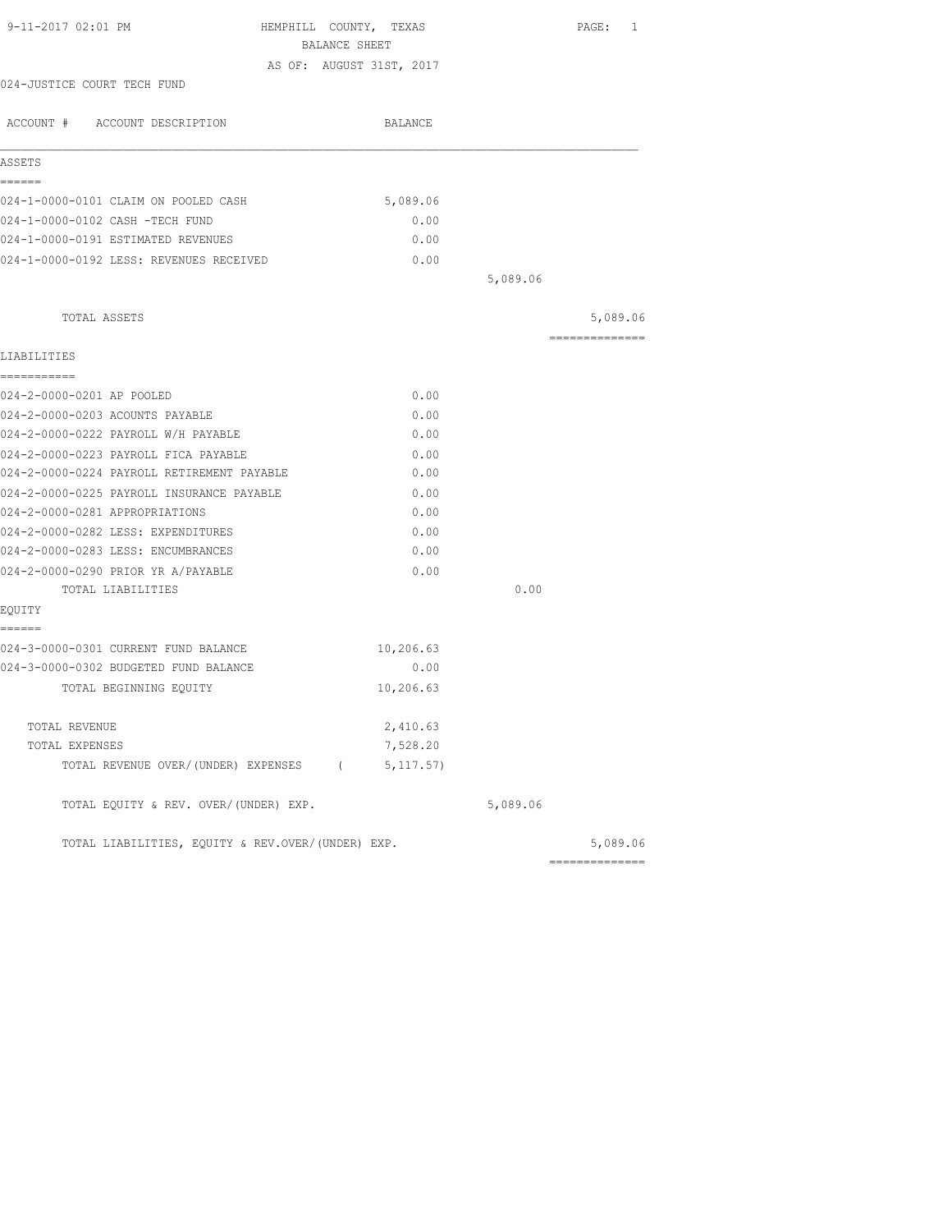HEMPHILL COUNTY, TEXAS

BALANCE SHEET

AS OF: AUGUST 31ST, 2017

024-JUSTICE COURT TECH FUND

| ACCOUNT # ACCOUNT DESCRIPTION | BALANCE | | |
|---|---|---|---|
| **ASSETS** | | | |
| 024-1-0000-0101 CLAIM ON POOLED CASH | 5,089.06 | | |
| 024-1-0000-0102 CASH -TECH FUND | 0.00 | | |
| 024-1-0000-0191 ESTIMATED REVENUES | 0.00 | | |
| 024-1-0000-0192 LESS: REVENUES RECEIVED | 0.00 | | |
| | | 5,089.06 | |
| TOTAL ASSETS | | | 5,089.06 |
| **LIABILITIES** | | | |
| 024-2-0000-0201 AP POOLED | 0.00 | | |
| 024-2-0000-0203 ACOUNTS PAYABLE | 0.00 | | |
| 024-2-0000-0222 PAYROLL W/H PAYABLE | 0.00 | | |
| 024-2-0000-0223 PAYROLL FICA PAYABLE | 0.00 | | |
| 024-2-0000-0224 PAYROLL RETIREMENT PAYABLE | 0.00 | | |
| 024-2-0000-0225 PAYROLL INSURANCE PAYABLE | 0.00 | | |
| 024-2-0000-0281 APPROPRIATIONS | 0.00 | | |
| 024-2-0000-0282 LESS: EXPENDITURES | 0.00 | | |
| 024-2-0000-0283 LESS: ENCUMBRANCES | 0.00 | | |
| 024-2-0000-0290 PRIOR YR A/PAYABLE | 0.00 | | |
| TOTAL LIABILITIES | | 0.00 | |
| **EQUITY** | | | |
| 024-3-0000-0301 CURRENT FUND BALANCE | 10,206.63 | | |
| 024-3-0000-0302 BUDGETED FUND BALANCE | 0.00 | | |
| TOTAL BEGINNING EQUITY | 10,206.63 | | |
| TOTAL REVENUE | 2,410.63 | | |
| TOTAL EXPENSES | 7,528.20 | | |
| TOTAL REVENUE OVER/(UNDER) EXPENSES | ( 5,117.57) | | |
| TOTAL EQUITY & REV. OVER/(UNDER) EXP. | | 5,089.06 | |
| TOTAL LIABILITIES, EQUITY & REV.OVER/(UNDER) EXP. | | | 5,089.06 |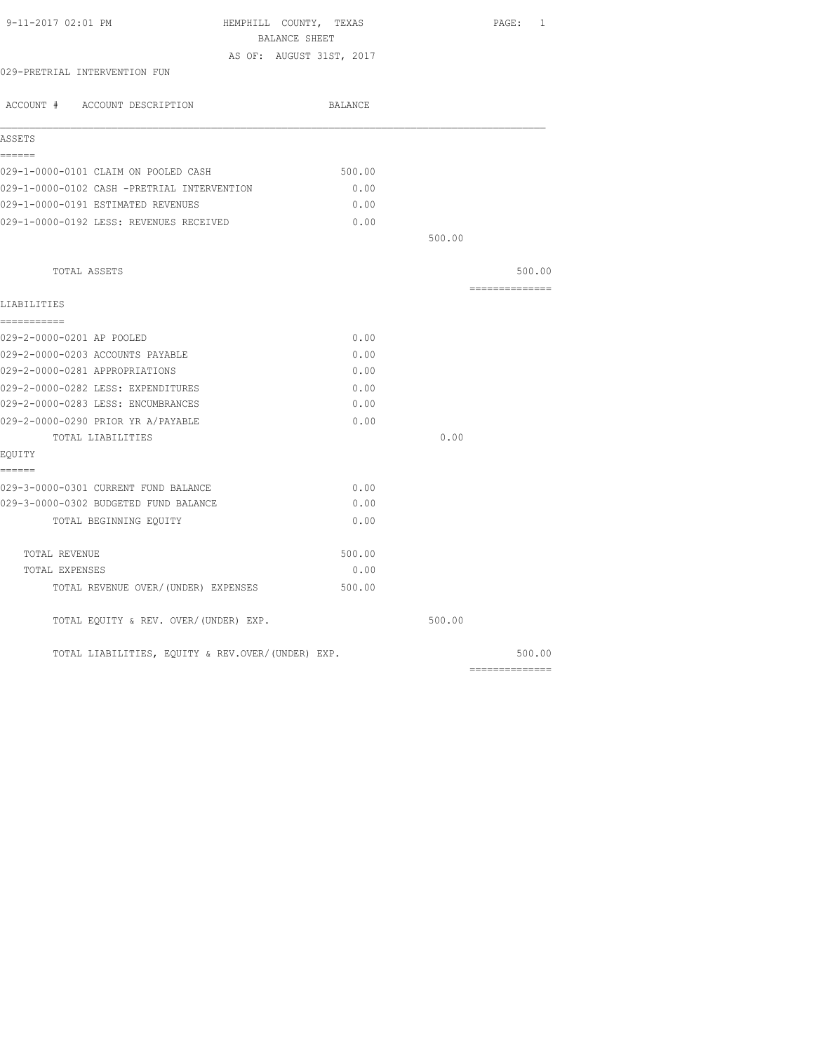9-11-2017 02:01 PM

# HEMPHILL COUNTY, TEXAS

## BALANCE SHEET

AS OF: AUGUST 31ST, 2017

029-PRETRIAL INTERVENTION FUN

| ACCOUNT # ACCOUNT DESCRIPTION | BALANCE | | |
|---|---|---|---|
| **ASSETS** | | | |
| 029-1-0000-0101 CLAIM ON POOLED CASH | 500.00 | | |
| 029-1-0000-0102 CASH -PRETRIAL INTERVENTION | 0.00 | | |
| 029-1-0000-0191 ESTIMATED REVENUES | 0.00 | | |
| 029-1-0000-0192 LESS: REVENUES RECEIVED | 0.00 | | |
| | | 500.00 | |
| TOTAL ASSETS | | | 500.00 |
| **LIABILITIES** | | | |
| 029-2-0000-0201 AP POOLED | 0.00 | | |
| 029-2-0000-0203 ACCOUNTS PAYABLE | 0.00 | | |
| 029-2-0000-0281 APPROPRIATIONS | 0.00 | | |
| 029-2-0000-0282 LESS: EXPENDITURES | 0.00 | | |
| 029-2-0000-0283 LESS: ENCUMBRANCES | 0.00 | | |
| 029-2-0000-0290 PRIOR YR A/PAYABLE | 0.00 | | |
| TOTAL LIABILITIES | | 0.00 | |
| **EQUITY** | | | |
| 029-3-0000-0301 CURRENT FUND BALANCE | 0.00 | | |
| 029-3-0000-0302 BUDGETED FUND BALANCE | 0.00 | | |
| TOTAL BEGINNING EQUITY | 0.00 | | |
| TOTAL REVENUE | 500.00 | | |
| TOTAL EXPENSES | 0.00 | | |
| TOTAL REVENUE OVER/(UNDER) EXPENSES | 500.00 | | |
| TOTAL EQUITY & REV. OVER/(UNDER) EXP. | | 500.00 | |
| TOTAL LIABILITIES, EQUITY & REV.OVER/(UNDER) EXP. | | | 500.00 |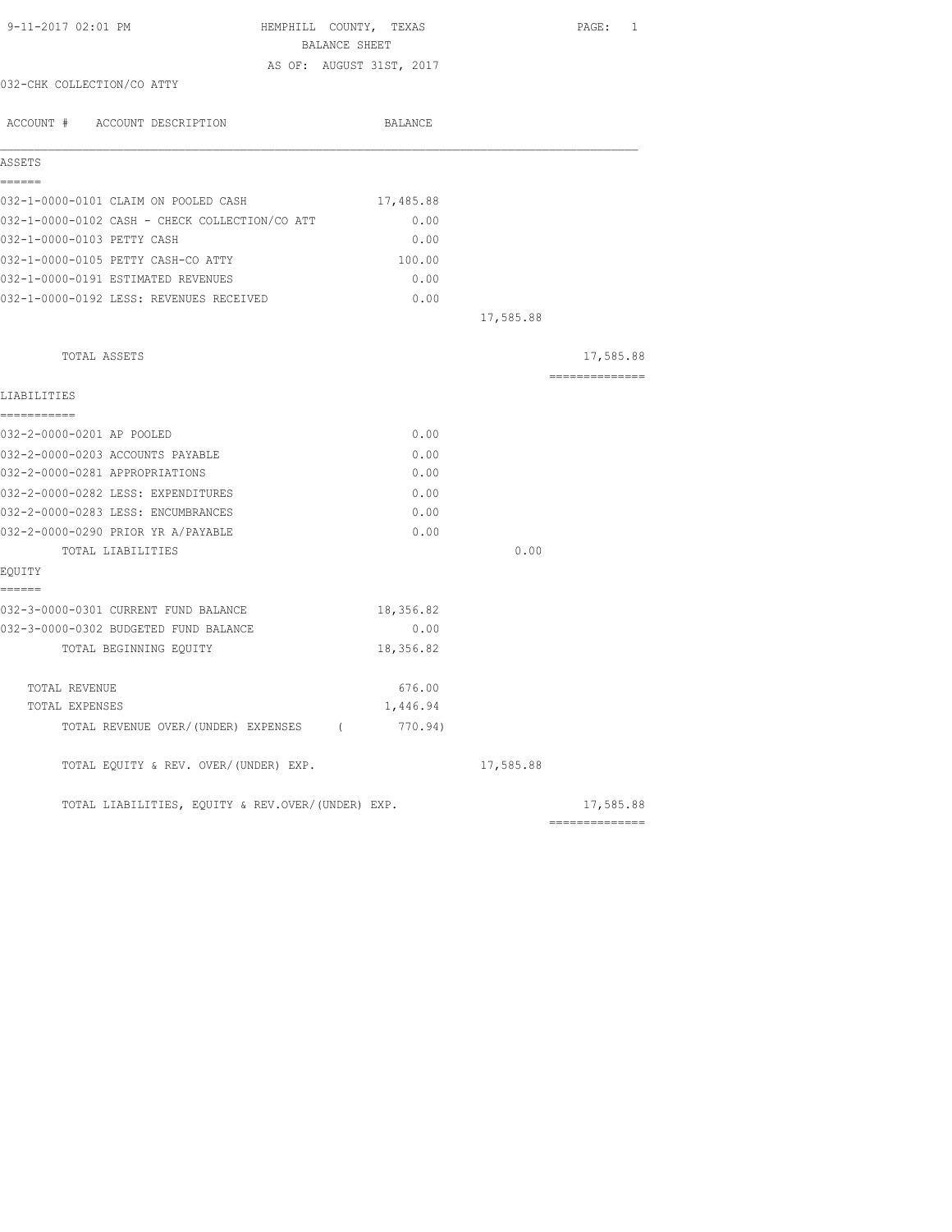9-11-2017 02:01 PM HEMPHILL COUNTY, TEXAS

BALANCE SHEET

AS OF: AUGUST 31ST, 2017

032-CHK COLLECTION/CO ATTY

| ACCOUNT # ACCOUNT DESCRIPTION | BALANCE | | |
|---|---|---|---|
| **ASSETS** | | | |
| 032-1-0000-0101 CLAIM ON POOLED CASH | 17,485.88 | | |
| 032-1-0000-0102 CASH - CHECK COLLECTION/CO ATT | 0.00 | | |
| 032-1-0000-0103 PETTY CASH | 0.00 | | |
| 032-1-0000-0105 PETTY CASH-CO ATTY | 100.00 | | |
| 032-1-0000-0191 ESTIMATED REVENUES | 0.00 | | |
| 032-1-0000-0192 LESS: REVENUES RECEIVED | 0.00 | | |
| | | 17,585.88 | |
| TOTAL ASSETS | | | 17,585.88 |
| **LIABILITIES** | | | |
| 032-2-0000-0201 AP POOLED | 0.00 | | |
| 032-2-0000-0203 ACCOUNTS PAYABLE | 0.00 | | |
| 032-2-0000-0281 APPROPRIATIONS | 0.00 | | |
| 032-2-0000-0282 LESS: EXPENDITURES | 0.00 | | |
| 032-2-0000-0283 LESS: ENCUMBRANCES | 0.00 | | |
| 032-2-0000-0290 PRIOR YR A/PAYABLE | 0.00 | | |
| TOTAL LIABILITIES | | 0.00 | |
| **EQUITY** | | | |
| 032-3-0000-0301 CURRENT FUND BALANCE | 18,356.82 | | |
| 032-3-0000-0302 BUDGETED FUND BALANCE | 0.00 | | |
| TOTAL BEGINNING EQUITY | 18,356.82 | | |
| TOTAL REVENUE | 676.00 | | |
| TOTAL EXPENSES | 1,446.94 | | |
| TOTAL REVENUE OVER/(UNDER) EXPENSES | ( 770.94) | | |
| TOTAL EQUITY & REV. OVER/(UNDER) EXP. | | 17,585.88 | |
| TOTAL LIABILITIES, EQUITY & REV.OVER/(UNDER) EXP. | | | 17,585.88 |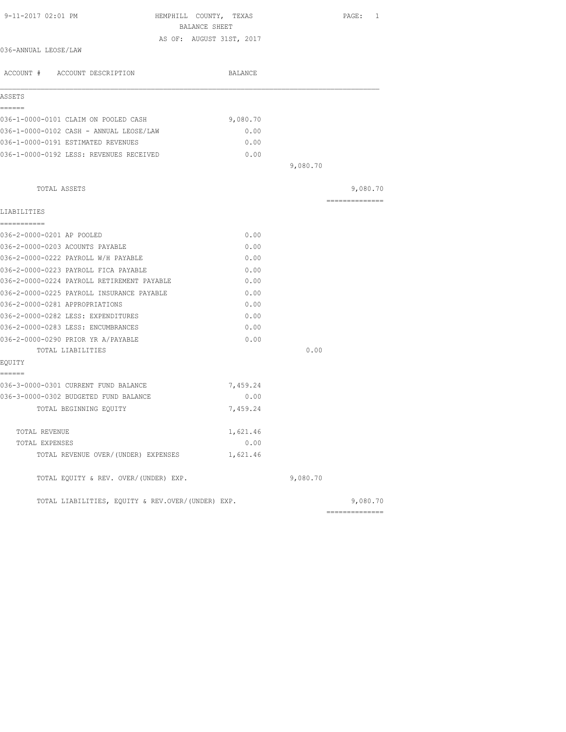9-11-2017 02:01 PM HEMPHILL COUNTY, TEXAS

BALANCE SHEET

AS OF: AUGUST 31ST, 2017

036-ANNUAL LEOSE/LAW

| ACCOUNT # ACCOUNT DESCRIPTION | BALANCE | | |
|---|---|---|---|
| **ASSETS** | | | |
| 036-1-0000-0101 CLAIM ON POOLED CASH | 9,080.70 | | |
| 036-1-0000-0102 CASH - ANNUAL LEOSE/LAW | 0.00 | | |
| 036-1-0000-0191 ESTIMATED REVENUES | 0.00 | | |
| 036-1-0000-0192 LESS: REVENUES RECEIVED | 0.00 | | |
| | | 9,080.70 | |
| TOTAL ASSETS | | | 9,080.70 |
| **LIABILITIES** | | | |
| 036-2-0000-0201 AP POOLED | 0.00 | | |
| 036-2-0000-0203 ACOUNTS PAYABLE | 0.00 | | |
| 036-2-0000-0222 PAYROLL W/H PAYABLE | 0.00 | | |
| 036-2-0000-0223 PAYROLL FICA PAYABLE | 0.00 | | |
| 036-2-0000-0224 PAYROLL RETIREMENT PAYABLE | 0.00 | | |
| 036-2-0000-0225 PAYROLL INSURANCE PAYABLE | 0.00 | | |
| 036-2-0000-0281 APPROPRIATIONS | 0.00 | | |
| 036-2-0000-0282 LESS: EXPENDITURES | 0.00 | | |
| 036-2-0000-0283 LESS: ENCUMBRANCES | 0.00 | | |
| 036-2-0000-0290 PRIOR YR A/PAYABLE | 0.00 | | |
| TOTAL LIABILITIES | | 0.00 | |
| **EQUITY** | | | |
| 036-3-0000-0301 CURRENT FUND BALANCE | 7,459.24 | | |
| 036-3-0000-0302 BUDGETED FUND BALANCE | 0.00 | | |
| TOTAL BEGINNING EQUITY | 7,459.24 | | |
| TOTAL REVENUE | 1,621.46 | | |
| TOTAL EXPENSES | 0.00 | | |
| TOTAL REVENUE OVER/(UNDER) EXPENSES | 1,621.46 | | |
| TOTAL EQUITY & REV. OVER/(UNDER) EXP. | | 9,080.70 | |
| TOTAL LIABILITIES, EQUITY & REV.OVER/(UNDER) EXP. | | | 9,080.70 |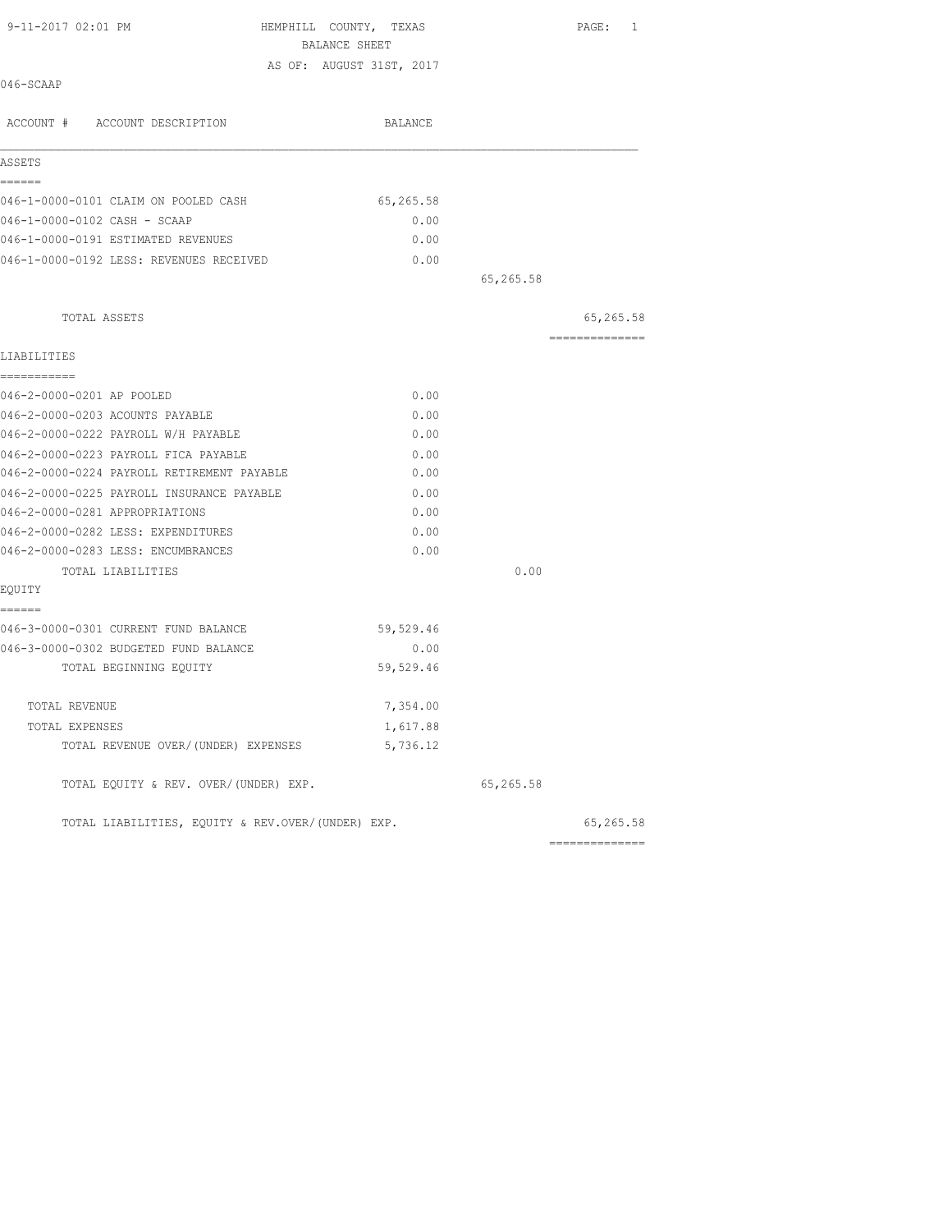9-11-2017 02:01 PM HEMPHILL COUNTY, TEXAS

BALANCE SHEET

AS OF: AUGUST 31ST, 2017

046-SCAAP

| ACCOUNT # ACCOUNT DESCRIPTION | BALANCE | | |
|---|---|---|---|
| **ASSETS** | | | |
| 046-1-0000-0101 CLAIM ON POOLED CASH | 65,265.58 | | |
| 046-1-0000-0102 CASH - SCAAP | 0.00 | | |
| 046-1-0000-0191 ESTIMATED REVENUES | 0.00 | | |
| 046-1-0000-0192 LESS: REVENUES RECEIVED | 0.00 | | |
| | | 65,265.58 | |
| TOTAL ASSETS | | | 65,265.58 |
| **LIABILITIES** | | | |
| 046-2-0000-0201 AP POOLED | 0.00 | | |
| 046-2-0000-0203 ACOUNTS PAYABLE | 0.00 | | |
| 046-2-0000-0222 PAYROLL W/H PAYABLE | 0.00 | | |
| 046-2-0000-0223 PAYROLL FICA PAYABLE | 0.00 | | |
| 046-2-0000-0224 PAYROLL RETIREMENT PAYABLE | 0.00 | | |
| 046-2-0000-0225 PAYROLL INSURANCE PAYABLE | 0.00 | | |
| 046-2-0000-0281 APPROPRIATIONS | 0.00 | | |
| 046-2-0000-0282 LESS: EXPENDITURES | 0.00 | | |
| 046-2-0000-0283 LESS: ENCUMBRANCES | 0.00 | | |
| TOTAL LIABILITIES | | 0.00 | |
| **EQUITY** | | | |
| 046-3-0000-0301 CURRENT FUND BALANCE | 59,529.46 | | |
| 046-3-0000-0302 BUDGETED FUND BALANCE | 0.00 | | |
| TOTAL BEGINNING EQUITY | 59,529.46 | | |
| TOTAL REVENUE | 7,354.00 | | |
| TOTAL EXPENSES | 1,617.88 | | |
| TOTAL REVENUE OVER/(UNDER) EXPENSES | 5,736.12 | | |
| TOTAL EQUITY & REV. OVER/(UNDER) EXP. | | 65,265.58 | |
| TOTAL LIABILITIES, EQUITY & REV.OVER/(UNDER) EXP. | | | 65,265.58 |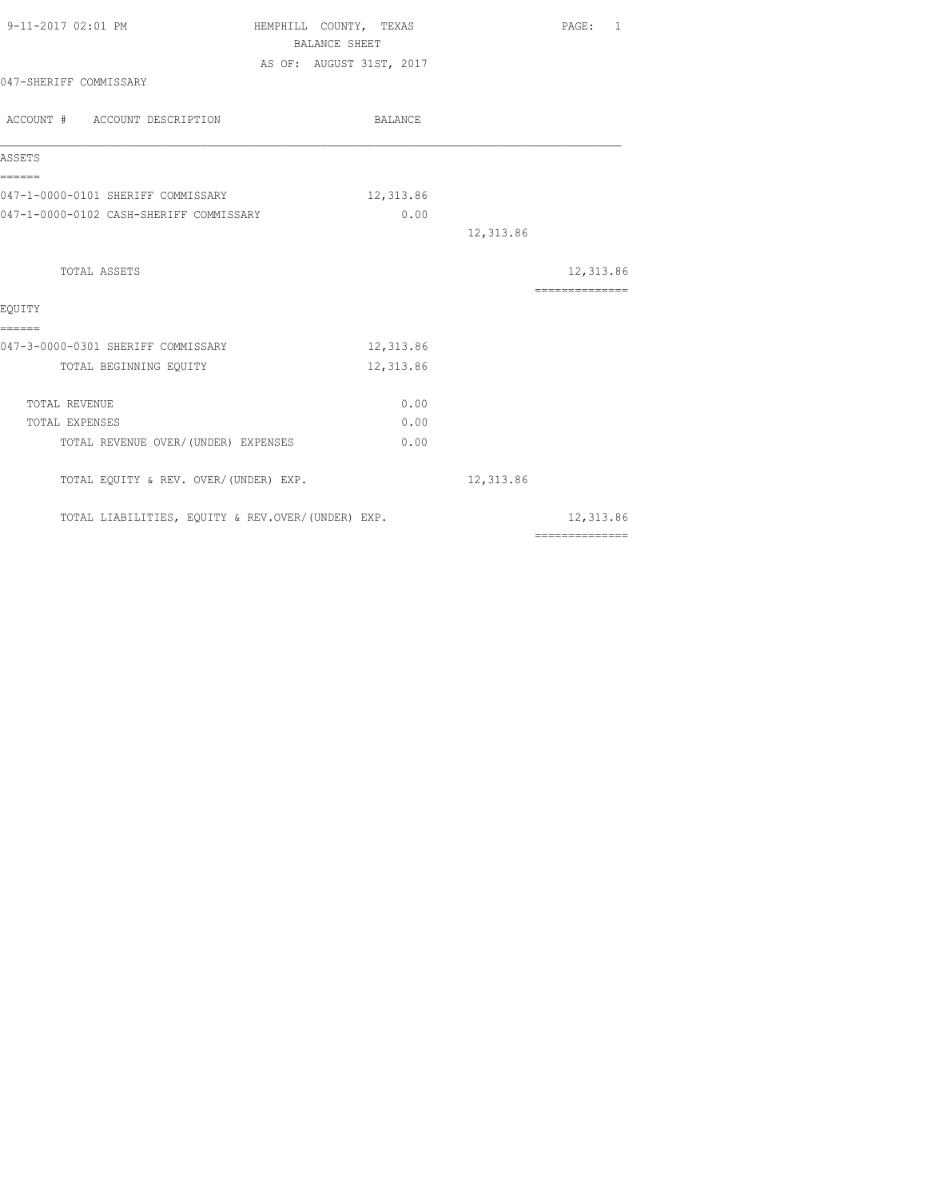9-11-2017 02:01 PM HEMPHILL COUNTY, TEXAS PAGE: 1

BALANCE SHEET

AS OF: AUGUST 31ST, 2017

047-SHERIFF COMMISSARY

| ACCOUNT # ACCOUNT DESCRIPTION | BALANCE | | |
|---|---|---|---|
| **ASSETS** | | | |
| 047-1-0000-0101 SHERIFF COMMISSARY | 12,313.86 | | |
| 047-1-0000-0102 CASH-SHERIFF COMMISSARY | 0.00 | | |
| | | 12,313.86 | |
| TOTAL ASSETS | | | 12,313.86 |
| **EQUITY** | | | |
| 047-3-0000-0301 SHERIFF COMMISSARY | 12,313.86 | | |
| TOTAL BEGINNING EQUITY | 12,313.86 | | |
| TOTAL REVENUE | 0.00 | | |
| TOTAL EXPENSES | 0.00 | | |
| TOTAL REVENUE OVER/(UNDER) EXPENSES | 0.00 | | |
| TOTAL EQUITY & REV. OVER/(UNDER) EXP. | | 12,313.86 | |
| TOTAL LIABILITIES, EQUITY & REV.OVER/(UNDER) EXP. | | | 12,313.86 |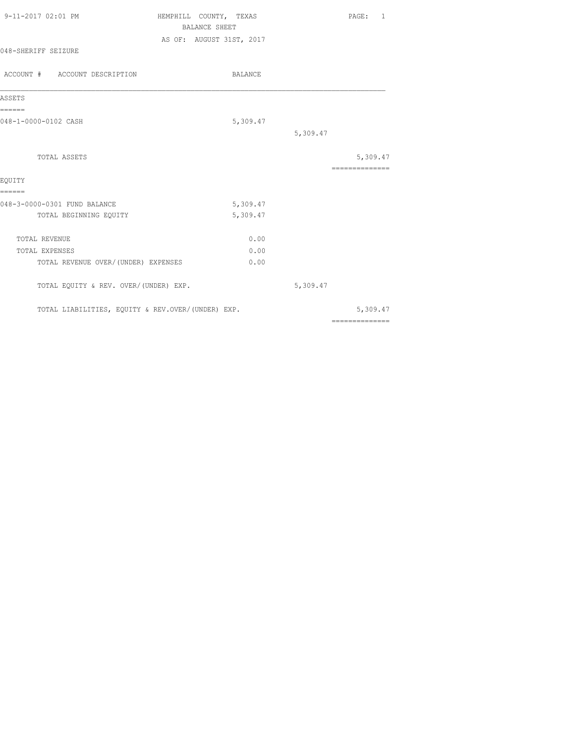HEMPHILL COUNTY, TEXAS

BALANCE SHEET

AS OF: AUGUST 31ST, 2017

048-SHERIFF SEIZURE

| ACCOUNT # ACCOUNT DESCRIPTION | BALANCE | | |
|---|---|---|---|
| **ASSETS** | | | |
| 048-1-0000-0102 CASH | 5,309.47 | | |
| | | 5,309.47 | |
| TOTAL ASSETS | | | 5,309.47 |
| **EQUITY** | | | |
| 048-3-0000-0301 FUND BALANCE | 5,309.47 | | |
| TOTAL BEGINNING EQUITY | 5,309.47 | | |
| TOTAL REVENUE | 0.00 | | |
| TOTAL EXPENSES | 0.00 | | |
| TOTAL REVENUE OVER/(UNDER) EXPENSES | 0.00 | | |
| TOTAL EQUITY & REV. OVER/(UNDER) EXP. | | 5,309.47 | |
| TOTAL LIABILITIES, EQUITY & REV.OVER/(UNDER) EXP. | | | 5,309.47 |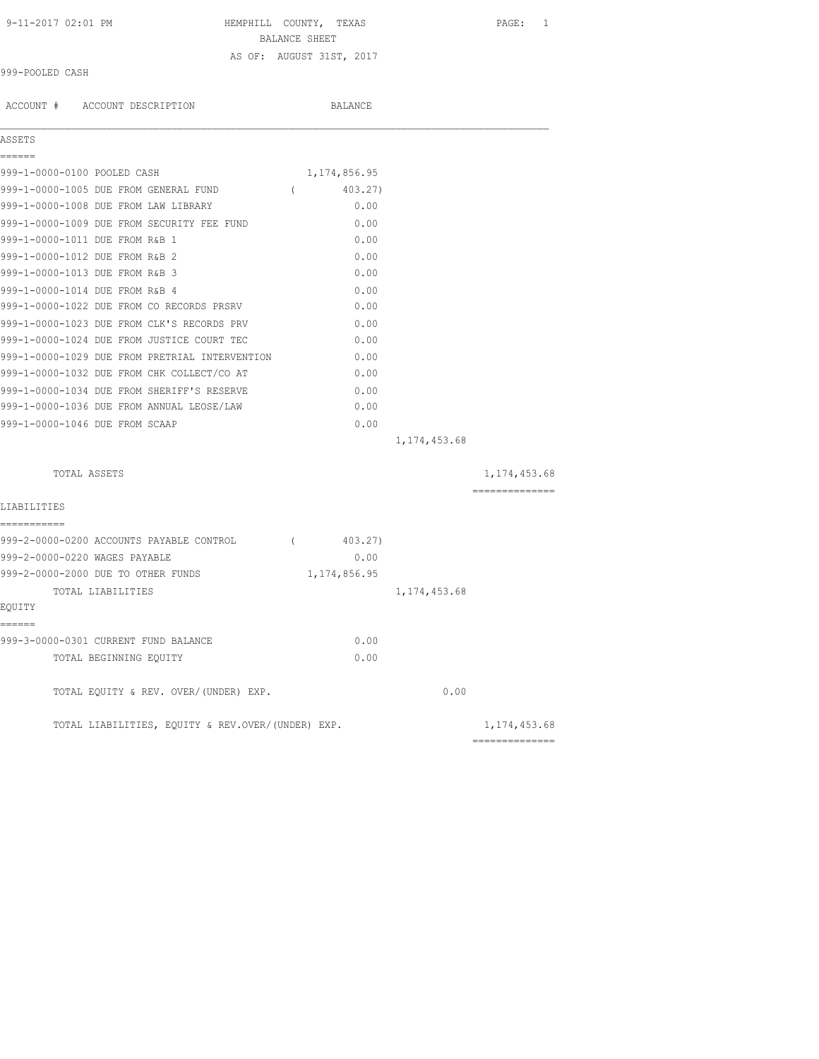9-11-2017 02:01 PM HEMPHILL COUNTY, TEXAS

BALANCE SHEET

AS OF: AUGUST 31ST, 2017

999-POOLED CASH

| ACCOUNT # ACCOUNT DESCRIPTION | BALANCE | | |
|---|---|---|---|
| **ASSETS** | | | |
| 999-1-0000-0100 POOLED CASH | 1,174,856.95 | | |
| 999-1-0000-1005 DUE FROM GENERAL FUND | ( 403.27) | | |
| 999-1-0000-1008 DUE FROM LAW LIBRARY | 0.00 | | |
| 999-1-0000-1009 DUE FROM SECURITY FEE FUND | 0.00 | | |
| 999-1-0000-1011 DUE FROM R&B 1 | 0.00 | | |
| 999-1-0000-1012 DUE FROM R&B 2 | 0.00 | | |
| 999-1-0000-1013 DUE FROM R&B 3 | 0.00 | | |
| 999-1-0000-1014 DUE FROM R&B 4 | 0.00 | | |
| 999-1-0000-1022 DUE FROM CO RECORDS PRSRV | 0.00 | | |
| 999-1-0000-1023 DUE FROM CLK'S RECORDS PRV | 0.00 | | |
| 999-1-0000-1024 DUE FROM JUSTICE COURT TEC | 0.00 | | |
| 999-1-0000-1029 DUE FROM PRETRIAL INTERVENTION | 0.00 | | |
| 999-1-0000-1032 DUE FROM CHK COLLECT/CO AT | 0.00 | | |
| 999-1-0000-1034 DUE FROM SHERIFF'S RESERVE | 0.00 | | |
| 999-1-0000-1036 DUE FROM ANNUAL LEOSE/LAW | 0.00 | | |
| 999-1-0000-1046 DUE FROM SCAAP | 0.00 | | |
| | | 1,174,453.68 | |
| TOTAL ASSETS | | | 1,174,453.68 |
| **LIABILITIES** | | | |
| 999-2-0000-0200 ACCOUNTS PAYABLE CONTROL | ( 403.27) | | |
| 999-2-0000-0220 WAGES PAYABLE | 0.00 | | |
| 999-2-0000-2000 DUE TO OTHER FUNDS | 1,174,856.95 | | |
| TOTAL LIABILITIES | | 1,174,453.68 | |
| **EQUITY** | | | |
| 999-3-0000-0301 CURRENT FUND BALANCE | 0.00 | | |
| TOTAL BEGINNING EQUITY | 0.00 | | |
| TOTAL EQUITY & REV. OVER/(UNDER) EXP. | | 0.00 | |
| TOTAL LIABILITIES, EQUITY & REV.OVER/(UNDER) EXP. | | | 1,174,453.68 |